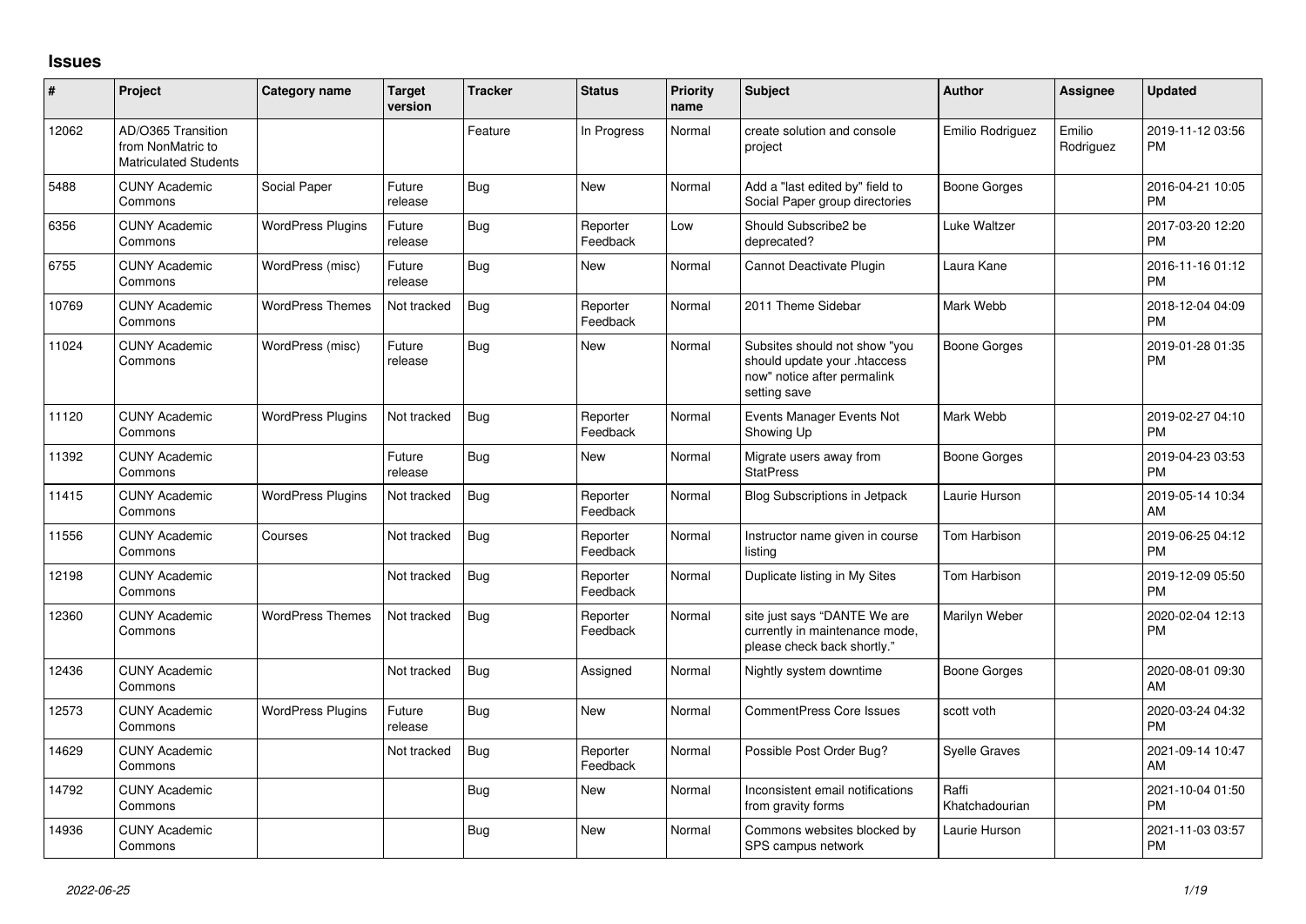# Issues

| # | Project | Category name | Target version | Tracker | Status | Priority name | Subject | Author | Assignee | Updated |
|---|---|---|---|---|---|---|---|---|---|---|
| 12062 | AD/O365 Transition from NonMatric to Matriculated Students | | | Feature | In Progress | Normal | create solution and console project | Emilio Rodriguez | Emilio Rodriguez | 2019-11-12 03:56 PM |
| 5488 | CUNY Academic Commons | Social Paper | Future release | Bug | New | Normal | Add a "last edited by" field to Social Paper group directories | Boone Gorges | | 2016-04-21 10:05 PM |
| 6356 | CUNY Academic Commons | WordPress Plugins | Future release | Bug | Reporter Feedback | Low | Should Subscribe2 be deprecated? | Luke Waltzer | | 2017-03-20 12:20 PM |
| 6755 | CUNY Academic Commons | WordPress (misc) | Future release | Bug | New | Normal | Cannot Deactivate Plugin | Laura Kane | | 2016-11-16 01:12 PM |
| 10769 | CUNY Academic Commons | WordPress Themes | Not tracked | Bug | Reporter Feedback | Normal | 2011 Theme Sidebar | Mark Webb | | 2018-12-04 04:09 PM |
| 11024 | CUNY Academic Commons | WordPress (misc) | Future release | Bug | New | Normal | Subsites should not show "you should update your .htaccess now" notice after permalink setting save | Boone Gorges | | 2019-01-28 01:35 PM |
| 11120 | CUNY Academic Commons | WordPress Plugins | Not tracked | Bug | Reporter Feedback | Normal | Events Manager Events Not Showing Up | Mark Webb | | 2019-02-27 04:10 PM |
| 11392 | CUNY Academic Commons | | Future release | Bug | New | Normal | Migrate users away from StatPress | Boone Gorges | | 2019-04-23 03:53 PM |
| 11415 | CUNY Academic Commons | WordPress Plugins | Not tracked | Bug | Reporter Feedback | Normal | Blog Subscriptions in Jetpack | Laurie Hurson | | 2019-05-14 10:34 AM |
| 11556 | CUNY Academic Commons | Courses | Not tracked | Bug | Reporter Feedback | Normal | Instructor name given in course listing | Tom Harbison | | 2019-06-25 04:12 PM |
| 12198 | CUNY Academic Commons | | Not tracked | Bug | Reporter Feedback | Normal | Duplicate listing in My Sites | Tom Harbison | | 2019-12-09 05:50 PM |
| 12360 | CUNY Academic Commons | WordPress Themes | Not tracked | Bug | Reporter Feedback | Normal | site just says "DANTE We are currently in maintenance mode, please check back shortly." | Marilyn Weber | | 2020-02-04 12:13 PM |
| 12436 | CUNY Academic Commons | | Not tracked | Bug | Assigned | Normal | Nightly system downtime | Boone Gorges | | 2020-08-01 09:30 AM |
| 12573 | CUNY Academic Commons | WordPress Plugins | Future release | Bug | New | Normal | CommentPress Core Issues | scott voth | | 2020-03-24 04:32 PM |
| 14629 | CUNY Academic Commons | | Not tracked | Bug | Reporter Feedback | Normal | Possible Post Order Bug? | Syelle Graves | | 2021-09-14 10:47 AM |
| 14792 | CUNY Academic Commons | | | Bug | New | Normal | Inconsistent email notifications from gravity forms | Raffi Khatchadourian | | 2021-10-04 01:50 PM |
| 14936 | CUNY Academic Commons | | | Bug | New | Normal | Commons websites blocked by SPS campus network | Laurie Hurson | | 2021-11-03 03:57 PM |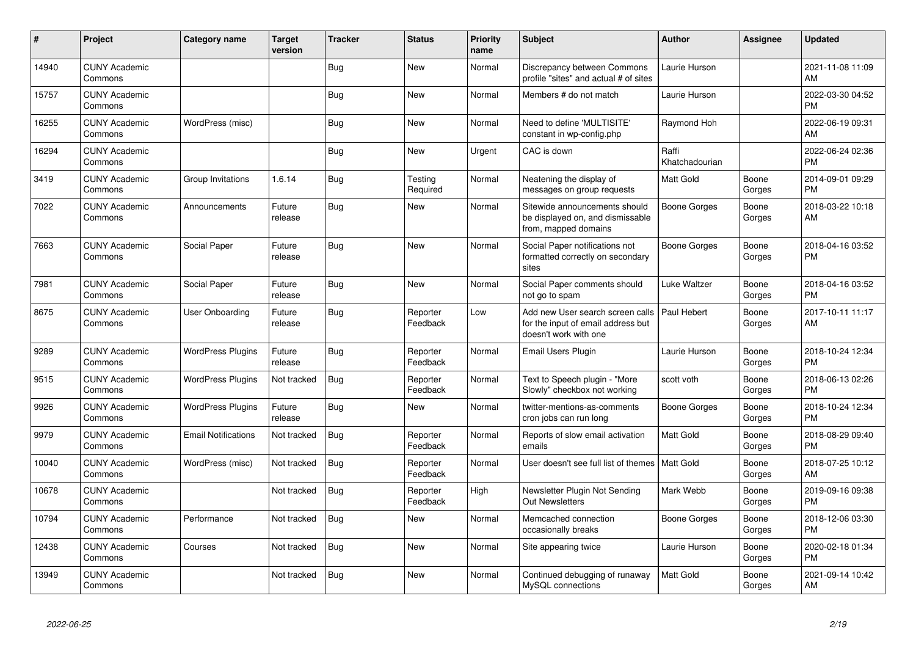| # | Project | Category name | Target version | Tracker | Status | Priority name | Subject | Author | Assignee | Updated |
|---|---|---|---|---|---|---|---|---|---|---|
| 14940 | CUNY Academic Commons | | | Bug | New | Normal | Discrepancy between Commons profile "sites" and actual # of sites | Laurie Hurson | | 2021-11-08 11:09 AM |
| 15757 | CUNY Academic Commons | | | Bug | New | Normal | Members # do not match | Laurie Hurson | | 2022-03-30 04:52 PM |
| 16255 | CUNY Academic Commons | WordPress (misc) | | Bug | New | Normal | Need to define 'MULTISITE' constant in wp-config.php | Raymond Hoh | | 2022-06-19 09:31 AM |
| 16294 | CUNY Academic Commons | | | Bug | New | Urgent | CAC is down | Raffi Khatchadourian | | 2022-06-24 02:36 PM |
| 3419 | CUNY Academic Commons | Group Invitations | 1.6.14 | Bug | Testing Required | Normal | Neatening the display of messages on group requests | Matt Gold | Boone Gorges | 2014-09-01 09:29 PM |
| 7022 | CUNY Academic Commons | Announcements | Future release | Bug | New | Normal | Sitewide announcements should be displayed on, and dismissable from, mapped domains | Boone Gorges | Boone Gorges | 2018-03-22 10:18 AM |
| 7663 | CUNY Academic Commons | Social Paper | Future release | Bug | New | Normal | Social Paper notifications not formatted correctly on secondary sites | Boone Gorges | Boone Gorges | 2018-04-16 03:52 PM |
| 7981 | CUNY Academic Commons | Social Paper | Future release | Bug | New | Normal | Social Paper comments should not go to spam | Luke Waltzer | Boone Gorges | 2018-04-16 03:52 PM |
| 8675 | CUNY Academic Commons | User Onboarding | Future release | Bug | Reporter Feedback | Low | Add new User search screen calls for the input of email address but doesn't work with one | Paul Hebert | Boone Gorges | 2017-10-11 11:17 AM |
| 9289 | CUNY Academic Commons | WordPress Plugins | Future release | Bug | Reporter Feedback | Normal | Email Users Plugin | Laurie Hurson | Boone Gorges | 2018-10-24 12:34 PM |
| 9515 | CUNY Academic Commons | WordPress Plugins | Not tracked | Bug | Reporter Feedback | Normal | Text to Speech plugin - "More Slowly" checkbox not working | scott voth | Boone Gorges | 2018-06-13 02:26 PM |
| 9926 | CUNY Academic Commons | WordPress Plugins | Future release | Bug | New | Normal | twitter-mentions-as-comments cron jobs can run long | Boone Gorges | Boone Gorges | 2018-10-24 12:34 PM |
| 9979 | CUNY Academic Commons | Email Notifications | Not tracked | Bug | Reporter Feedback | Normal | Reports of slow email activation emails | Matt Gold | Boone Gorges | 2018-08-29 09:40 PM |
| 10040 | CUNY Academic Commons | WordPress (misc) | Not tracked | Bug | Reporter Feedback | Normal | User doesn't see full list of themes | Matt Gold | Boone Gorges | 2018-07-25 10:12 AM |
| 10678 | CUNY Academic Commons | | Not tracked | Bug | Reporter Feedback | High | Newsletter Plugin Not Sending Out Newsletters | Mark Webb | Boone Gorges | 2019-09-16 09:38 PM |
| 10794 | CUNY Academic Commons | Performance | Not tracked | Bug | New | Normal | Memcached connection occasionally breaks | Boone Gorges | Boone Gorges | 2018-12-06 03:30 PM |
| 12438 | CUNY Academic Commons | Courses | Not tracked | Bug | New | Normal | Site appearing twice | Laurie Hurson | Boone Gorges | 2020-02-18 01:34 PM |
| 13949 | CUNY Academic Commons | | Not tracked | Bug | New | Normal | Continued debugging of runaway MySQL connections | Matt Gold | Boone Gorges | 2021-09-14 10:42 AM |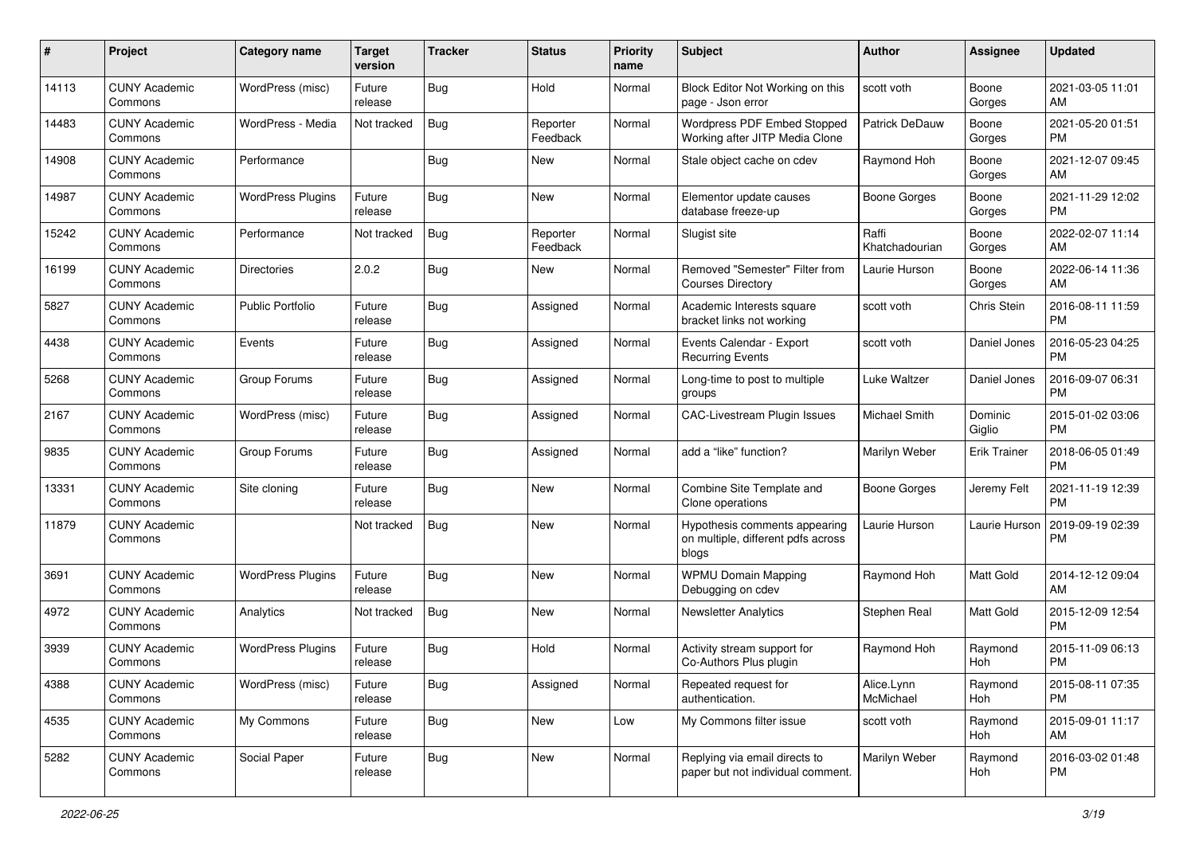| # | Project | Category name | Target version | Tracker | Status | Priority name | Subject | Author | Assignee | Updated |
|---|---|---|---|---|---|---|---|---|---|---|
| 14113 | CUNY Academic Commons | WordPress (misc) | Future release | Bug | Hold | Normal | Block Editor Not Working on this page - Json error | scott voth | Boone Gorges | 2021-03-05 11:01 AM |
| 14483 | CUNY Academic Commons | WordPress - Media | Not tracked | Bug | Reporter Feedback | Normal | Wordpress PDF Embed Stopped Working after JITP Media Clone | Patrick DeDauw | Boone Gorges | 2021-05-20 01:51 PM |
| 14908 | CUNY Academic Commons | Performance | | Bug | New | Normal | Stale object cache on cdev | Raymond Hoh | Boone Gorges | 2021-12-07 09:45 AM |
| 14987 | CUNY Academic Commons | WordPress Plugins | Future release | Bug | New | Normal | Elementor update causes database freeze-up | Boone Gorges | Boone Gorges | 2021-11-29 12:02 PM |
| 15242 | CUNY Academic Commons | Performance | Not tracked | Bug | Reporter Feedback | Normal | Slugist site | Raffi Khatchadourian | Boone Gorges | 2022-02-07 11:14 AM |
| 16199 | CUNY Academic Commons | Directories | 2.0.2 | Bug | New | Normal | Removed "Semester" Filter from Courses Directory | Laurie Hurson | Boone Gorges | 2022-06-14 11:36 AM |
| 5827 | CUNY Academic Commons | Public Portfolio | Future release | Bug | Assigned | Normal | Academic Interests square bracket links not working | scott voth | Chris Stein | 2016-08-11 11:59 PM |
| 4438 | CUNY Academic Commons | Events | Future release | Bug | Assigned | Normal | Events Calendar - Export Recurring Events | scott voth | Daniel Jones | 2016-05-23 04:25 PM |
| 5268 | CUNY Academic Commons | Group Forums | Future release | Bug | Assigned | Normal | Long-time to post to multiple groups | Luke Waltzer | Daniel Jones | 2016-09-07 06:31 PM |
| 2167 | CUNY Academic Commons | WordPress (misc) | Future release | Bug | Assigned | Normal | CAC-Livestream Plugin Issues | Michael Smith | Dominic Giglio | 2015-01-02 03:06 PM |
| 9835 | CUNY Academic Commons | Group Forums | Future release | Bug | Assigned | Normal | add a "like" function? | Marilyn Weber | Erik Trainer | 2018-06-05 01:49 PM |
| 13331 | CUNY Academic Commons | Site cloning | Future release | Bug | New | Normal | Combine Site Template and Clone operations | Boone Gorges | Jeremy Felt | 2021-11-19 12:39 PM |
| 11879 | CUNY Academic Commons | | Not tracked | Bug | New | Normal | Hypothesis comments appearing on multiple, different pdfs across blogs | Laurie Hurson | Laurie Hurson | 2019-09-19 02:39 PM |
| 3691 | CUNY Academic Commons | WordPress Plugins | Future release | Bug | New | Normal | WPMU Domain Mapping Debugging on cdev | Raymond Hoh | Matt Gold | 2014-12-12 09:04 AM |
| 4972 | CUNY Academic Commons | Analytics | Not tracked | Bug | New | Normal | Newsletter Analytics | Stephen Real | Matt Gold | 2015-12-09 12:54 PM |
| 3939 | CUNY Academic Commons | WordPress Plugins | Future release | Bug | Hold | Normal | Activity stream support for Co-Authors Plus plugin | Raymond Hoh | Raymond Hoh | 2015-11-09 06:13 PM |
| 4388 | CUNY Academic Commons | WordPress (misc) | Future release | Bug | Assigned | Normal | Repeated request for authentication. | Alice.Lynn McMichael | Raymond Hoh | 2015-08-11 07:35 PM |
| 4535 | CUNY Academic Commons | My Commons | Future release | Bug | New | Low | My Commons filter issue | scott voth | Raymond Hoh | 2015-09-01 11:17 AM |
| 5282 | CUNY Academic Commons | Social Paper | Future release | Bug | New | Normal | Replying via email directs to paper but not individual comment. | Marilyn Weber | Raymond Hoh | 2016-03-02 01:48 PM |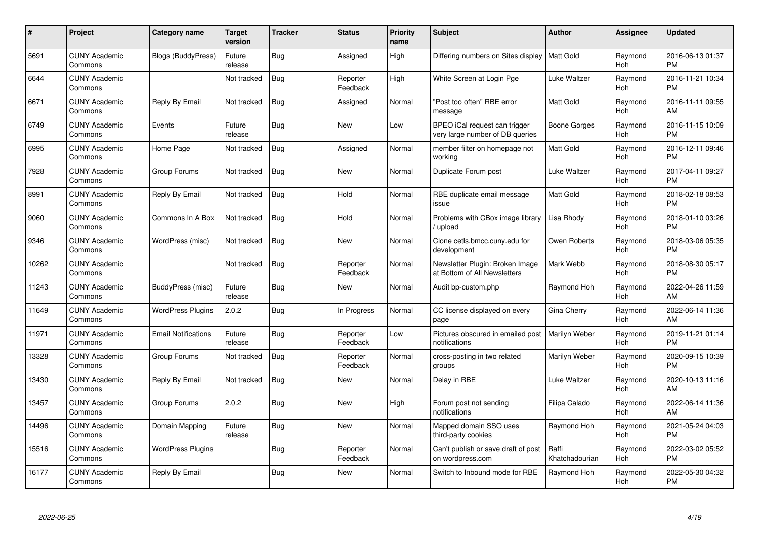| # | Project | Category name | Target version | Tracker | Status | Priority name | Subject | Author | Assignee | Updated |
|---|---|---|---|---|---|---|---|---|---|---|
| 5691 | CUNY Academic Commons | Blogs (BuddyPress) | Future release | Bug | Assigned | High | Differing numbers on Sites display | Matt Gold | Raymond Hoh | 2016-06-13 01:37 PM |
| 6644 | CUNY Academic Commons | | Not tracked | Bug | Reporter Feedback | High | White Screen at Login Pge | Luke Waltzer | Raymond Hoh | 2016-11-21 10:34 PM |
| 6671 | CUNY Academic Commons | Reply By Email | Not tracked | Bug | Assigned | Normal | "Post too often" RBE error message | Matt Gold | Raymond Hoh | 2016-11-11 09:55 AM |
| 6749 | CUNY Academic Commons | Events | Future release | Bug | New | Low | BPEO iCal request can trigger very large number of DB queries | Boone Gorges | Raymond Hoh | 2016-11-15 10:09 PM |
| 6995 | CUNY Academic Commons | Home Page | Not tracked | Bug | Assigned | Normal | member filter on homepage not working | Matt Gold | Raymond Hoh | 2016-12-11 09:46 PM |
| 7928 | CUNY Academic Commons | Group Forums | Not tracked | Bug | New | Normal | Duplicate Forum post | Luke Waltzer | Raymond Hoh | 2017-04-11 09:27 PM |
| 8991 | CUNY Academic Commons | Reply By Email | Not tracked | Bug | Hold | Normal | RBE duplicate email message issue | Matt Gold | Raymond Hoh | 2018-02-18 08:53 PM |
| 9060 | CUNY Academic Commons | Commons In A Box | Not tracked | Bug | Hold | Normal | Problems with CBox image library / upload | Lisa Rhody | Raymond Hoh | 2018-01-10 03:26 PM |
| 9346 | CUNY Academic Commons | WordPress (misc) | Not tracked | Bug | New | Normal | Clone cetls.bmcc.cuny.edu for development | Owen Roberts | Raymond Hoh | 2018-03-06 05:35 PM |
| 10262 | CUNY Academic Commons | | Not tracked | Bug | Reporter Feedback | Normal | Newsletter Plugin: Broken Image at Bottom of All Newsletters | Mark Webb | Raymond Hoh | 2018-08-30 05:17 PM |
| 11243 | CUNY Academic Commons | BuddyPress (misc) | Future release | Bug | New | Normal | Audit bp-custom.php | Raymond Hoh | Raymond Hoh | 2022-04-26 11:59 AM |
| 11649 | CUNY Academic Commons | WordPress Plugins | 2.0.2 | Bug | In Progress | Normal | CC license displayed on every page | Gina Cherry | Raymond Hoh | 2022-06-14 11:36 AM |
| 11971 | CUNY Academic Commons | Email Notifications | Future release | Bug | Reporter Feedback | Low | Pictures obscured in emailed post notifications | Marilyn Weber | Raymond Hoh | 2019-11-21 01:14 PM |
| 13328 | CUNY Academic Commons | Group Forums | Not tracked | Bug | Reporter Feedback | Normal | cross-posting in two related groups | Marilyn Weber | Raymond Hoh | 2020-09-15 10:39 PM |
| 13430 | CUNY Academic Commons | Reply By Email | Not tracked | Bug | New | Normal | Delay in RBE | Luke Waltzer | Raymond Hoh | 2020-10-13 11:16 AM |
| 13457 | CUNY Academic Commons | Group Forums | 2.0.2 | Bug | New | High | Forum post not sending notifications | Filipa Calado | Raymond Hoh | 2022-06-14 11:36 AM |
| 14496 | CUNY Academic Commons | Domain Mapping | Future release | Bug | New | Normal | Mapped domain SSO uses third-party cookies | Raymond Hoh | Raymond Hoh | 2021-05-24 04:03 PM |
| 15516 | CUNY Academic Commons | WordPress Plugins | | Bug | Reporter Feedback | Normal | Can't publish or save draft of post on wordpress.com | Raffi Khatchadourian | Raymond Hoh | 2022-03-02 05:52 PM |
| 16177 | CUNY Academic Commons | Reply By Email | | Bug | New | Normal | Switch to Inbound mode for RBE | Raymond Hoh | Raymond Hoh | 2022-05-30 04:32 PM |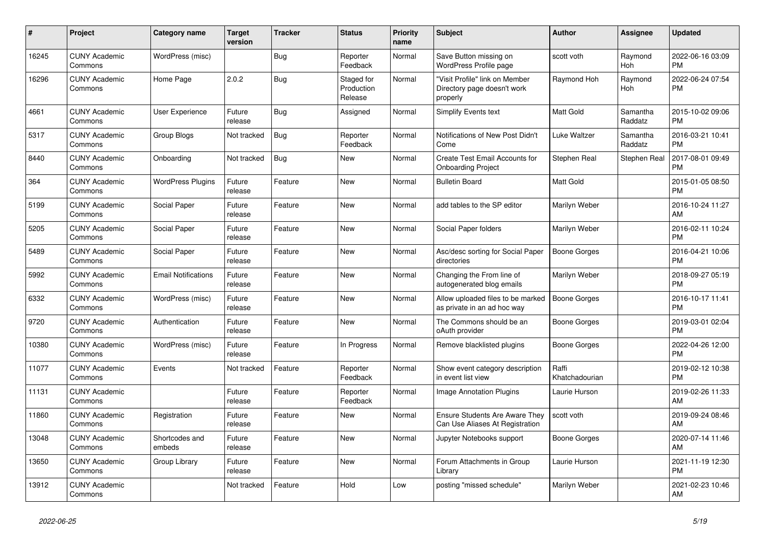| # | Project | Category name | Target version | Tracker | Status | Priority name | Subject | Author | Assignee | Updated |
|---|---|---|---|---|---|---|---|---|---|---|
| 16245 | CUNY Academic Commons | WordPress (misc) | | Bug | Reporter Feedback | Normal | Save Button missing on WordPress Profile page | scott voth | Raymond Hoh | 2022-06-16 03:09 PM |
| 16296 | CUNY Academic Commons | Home Page | 2.0.2 | Bug | Staged for Production Release | Normal | "Visit Profile" link on Member Directory page doesn't work properly | Raymond Hoh | Raymond Hoh | 2022-06-24 07:54 PM |
| 4661 | CUNY Academic Commons | User Experience | Future release | Bug | Assigned | Normal | Simplify Events text | Matt Gold | Samantha Raddatz | 2015-10-02 09:06 PM |
| 5317 | CUNY Academic Commons | Group Blogs | Not tracked | Bug | Reporter Feedback | Normal | Notifications of New Post Didn't Come | Luke Waltzer | Samantha Raddatz | 2016-03-21 10:41 PM |
| 8440 | CUNY Academic Commons | Onboarding | Not tracked | Bug | New | Normal | Create Test Email Accounts for Onboarding Project | Stephen Real | Stephen Real | 2017-08-01 09:49 PM |
| 364 | CUNY Academic Commons | WordPress Plugins | Future release | Feature | New | Normal | Bulletin Board | Matt Gold | | 2015-01-05 08:50 PM |
| 5199 | CUNY Academic Commons | Social Paper | Future release | Feature | New | Normal | add tables to the SP editor | Marilyn Weber | | 2016-10-24 11:27 AM |
| 5205 | CUNY Academic Commons | Social Paper | Future release | Feature | New | Normal | Social Paper folders | Marilyn Weber | | 2016-02-11 10:24 PM |
| 5489 | CUNY Academic Commons | Social Paper | Future release | Feature | New | Normal | Asc/desc sorting for Social Paper directories | Boone Gorges | | 2016-04-21 10:06 PM |
| 5992 | CUNY Academic Commons | Email Notifications | Future release | Feature | New | Normal | Changing the From line of autogenerated blog emails | Marilyn Weber | | 2018-09-27 05:19 PM |
| 6332 | CUNY Academic Commons | WordPress (misc) | Future release | Feature | New | Normal | Allow uploaded files to be marked as private in an ad hoc way | Boone Gorges | | 2016-10-17 11:41 PM |
| 9720 | CUNY Academic Commons | Authentication | Future release | Feature | New | Normal | The Commons should be an oAuth provider | Boone Gorges | | 2019-03-01 02:04 PM |
| 10380 | CUNY Academic Commons | WordPress (misc) | Future release | Feature | In Progress | Normal | Remove blacklisted plugins | Boone Gorges | | 2022-04-26 12:00 PM |
| 11077 | CUNY Academic Commons | Events | Not tracked | Feature | Reporter Feedback | Normal | Show event category description in event list view | Raffi Khatchadourian | | 2019-02-12 10:38 PM |
| 11131 | CUNY Academic Commons | | Future release | Feature | Reporter Feedback | Normal | Image Annotation Plugins | Laurie Hurson | | 2019-02-26 11:33 AM |
| 11860 | CUNY Academic Commons | Registration | Future release | Feature | New | Normal | Ensure Students Are Aware They Can Use Aliases At Registration | scott voth | | 2019-09-24 08:46 AM |
| 13048 | CUNY Academic Commons | Shortcodes and embeds | Future release | Feature | New | Normal | Jupyter Notebooks support | Boone Gorges | | 2020-07-14 11:46 AM |
| 13650 | CUNY Academic Commons | Group Library | Future release | Feature | New | Normal | Forum Attachments in Group Library | Laurie Hurson | | 2021-11-19 12:30 PM |
| 13912 | CUNY Academic Commons | | Not tracked | Feature | Hold | Low | posting "missed schedule" | Marilyn Weber | | 2021-02-23 10:46 AM |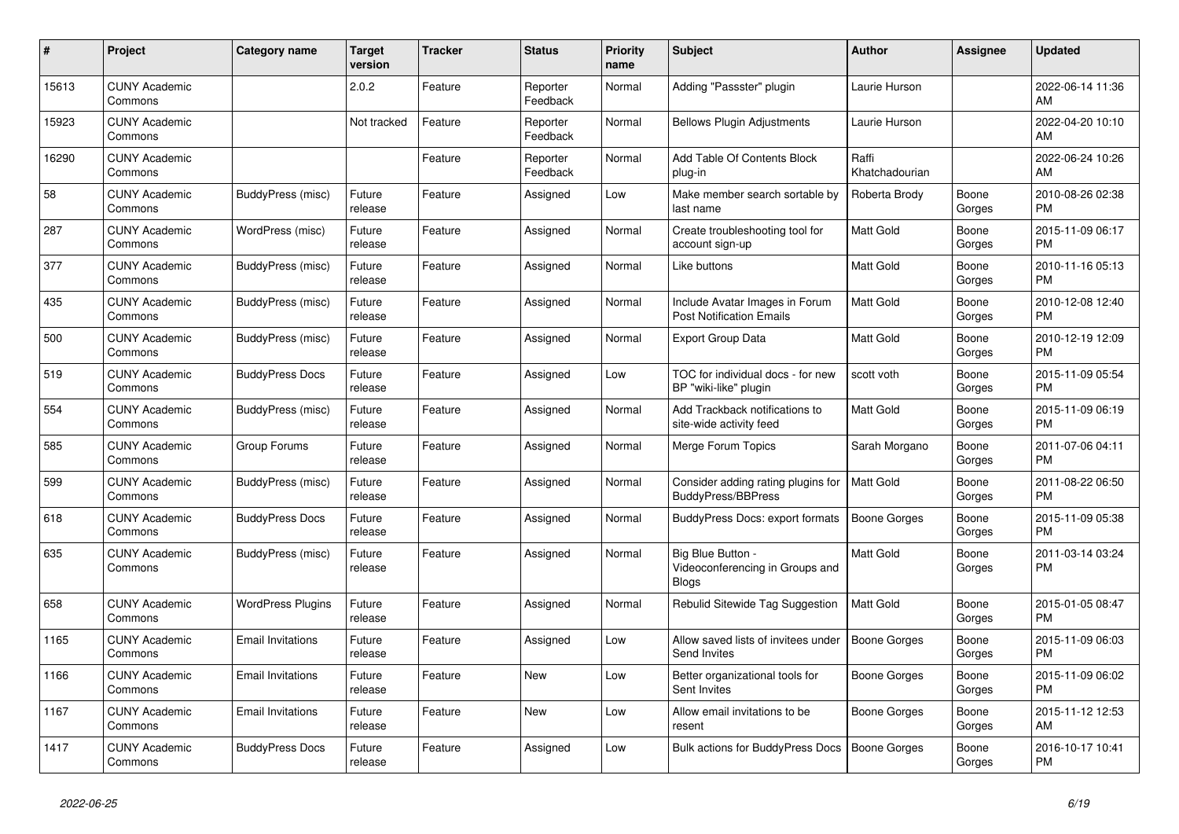| # | Project | Category name | Target version | Tracker | Status | Priority name | Subject | Author | Assignee | Updated |
|---|---|---|---|---|---|---|---|---|---|---|
| 15613 | CUNY Academic Commons | | 2.0.2 | Feature | Reporter Feedback | Normal | Adding "Passster" plugin | Laurie Hurson | | 2022-06-14 11:36 AM |
| 15923 | CUNY Academic Commons | | Not tracked | Feature | Reporter Feedback | Normal | Bellows Plugin Adjustments | Laurie Hurson | | 2022-04-20 10:10 AM |
| 16290 | CUNY Academic Commons | | | Feature | Reporter Feedback | Normal | Add Table Of Contents Block plug-in | Raffi Khatchadourian | | 2022-06-24 10:26 AM |
| 58 | CUNY Academic Commons | BuddyPress (misc) | Future release | Feature | Assigned | Low | Make member search sortable by last name | Roberta Brody | Boone Gorges | 2010-08-26 02:38 PM |
| 287 | CUNY Academic Commons | WordPress (misc) | Future release | Feature | Assigned | Normal | Create troubleshooting tool for account sign-up | Matt Gold | Boone Gorges | 2015-11-09 06:17 PM |
| 377 | CUNY Academic Commons | BuddyPress (misc) | Future release | Feature | Assigned | Normal | Like buttons | Matt Gold | Boone Gorges | 2010-11-16 05:13 PM |
| 435 | CUNY Academic Commons | BuddyPress (misc) | Future release | Feature | Assigned | Normal | Include Avatar Images in Forum Post Notification Emails | Matt Gold | Boone Gorges | 2010-12-08 12:40 PM |
| 500 | CUNY Academic Commons | BuddyPress (misc) | Future release | Feature | Assigned | Normal | Export Group Data | Matt Gold | Boone Gorges | 2010-12-19 12:09 PM |
| 519 | CUNY Academic Commons | BuddyPress Docs | Future release | Feature | Assigned | Low | TOC for individual docs - for new BP "wiki-like" plugin | scott voth | Boone Gorges | 2015-11-09 05:54 PM |
| 554 | CUNY Academic Commons | BuddyPress (misc) | Future release | Feature | Assigned | Normal | Add Trackback notifications to site-wide activity feed | Matt Gold | Boone Gorges | 2015-11-09 06:19 PM |
| 585 | CUNY Academic Commons | Group Forums | Future release | Feature | Assigned | Normal | Merge Forum Topics | Sarah Morgano | Boone Gorges | 2011-07-06 04:11 PM |
| 599 | CUNY Academic Commons | BuddyPress (misc) | Future release | Feature | Assigned | Normal | Consider adding rating plugins for BuddyPress/BBPress | Matt Gold | Boone Gorges | 2011-08-22 06:50 PM |
| 618 | CUNY Academic Commons | BuddyPress Docs | Future release | Feature | Assigned | Normal | BuddyPress Docs: export formats | Boone Gorges | Boone Gorges | 2015-11-09 05:38 PM |
| 635 | CUNY Academic Commons | BuddyPress (misc) | Future release | Feature | Assigned | Normal | Big Blue Button - Videoconferencing in Groups and Blogs | Matt Gold | Boone Gorges | 2011-03-14 03:24 PM |
| 658 | CUNY Academic Commons | WordPress Plugins | Future release | Feature | Assigned | Normal | Rebulid Sitewide Tag Suggestion | Matt Gold | Boone Gorges | 2015-01-05 08:47 PM |
| 1165 | CUNY Academic Commons | Email Invitations | Future release | Feature | Assigned | Low | Allow saved lists of invitees under Send Invites | Boone Gorges | Boone Gorges | 2015-11-09 06:03 PM |
| 1166 | CUNY Academic Commons | Email Invitations | Future release | Feature | New | Low | Better organizational tools for Sent Invites | Boone Gorges | Boone Gorges | 2015-11-09 06:02 PM |
| 1167 | CUNY Academic Commons | Email Invitations | Future release | Feature | New | Low | Allow email invitations to be resent | Boone Gorges | Boone Gorges | 2015-11-12 12:53 AM |
| 1417 | CUNY Academic Commons | BuddyPress Docs | Future release | Feature | Assigned | Low | Bulk actions for BuddyPress Docs | Boone Gorges | Boone Gorges | 2016-10-17 10:41 PM |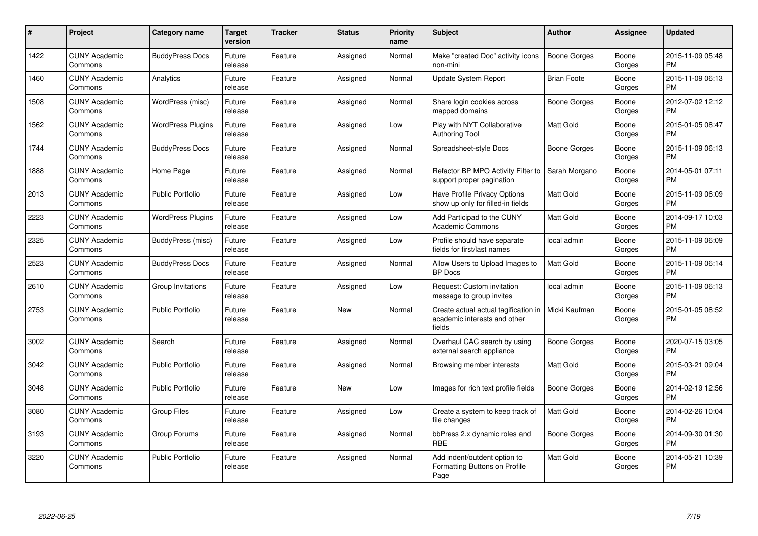| # | Project | Category name | Target version | Tracker | Status | Priority name | Subject | Author | Assignee | Updated |
|---|---|---|---|---|---|---|---|---|---|---|
| 1422 | CUNY Academic Commons | BuddyPress Docs | Future release | Feature | Assigned | Normal | Make "created Doc" activity icons non-mini | Boone Gorges | Boone Gorges | 2015-11-09 05:48 PM |
| 1460 | CUNY Academic Commons | Analytics | Future release | Feature | Assigned | Normal | Update System Report | Brian Foote | Boone Gorges | 2015-11-09 06:13 PM |
| 1508 | CUNY Academic Commons | WordPress (misc) | Future release | Feature | Assigned | Normal | Share login cookies across mapped domains | Boone Gorges | Boone Gorges | 2012-07-02 12:12 PM |
| 1562 | CUNY Academic Commons | WordPress Plugins | Future release | Feature | Assigned | Low | Play with NYT Collaborative Authoring Tool | Matt Gold | Boone Gorges | 2015-01-05 08:47 PM |
| 1744 | CUNY Academic Commons | BuddyPress Docs | Future release | Feature | Assigned | Normal | Spreadsheet-style Docs | Boone Gorges | Boone Gorges | 2015-11-09 06:13 PM |
| 1888 | CUNY Academic Commons | Home Page | Future release | Feature | Assigned | Normal | Refactor BP MPO Activity Filter to support proper pagination | Sarah Morgano | Boone Gorges | 2014-05-01 07:11 PM |
| 2013 | CUNY Academic Commons | Public Portfolio | Future release | Feature | Assigned | Low | Have Profile Privacy Options show up only for filled-in fields | Matt Gold | Boone Gorges | 2015-11-09 06:09 PM |
| 2223 | CUNY Academic Commons | WordPress Plugins | Future release | Feature | Assigned | Low | Add Participad to the CUNY Academic Commons | Matt Gold | Boone Gorges | 2014-09-17 10:03 PM |
| 2325 | CUNY Academic Commons | BuddyPress (misc) | Future release | Feature | Assigned | Low | Profile should have separate fields for first/last names | local admin | Boone Gorges | 2015-11-09 06:09 PM |
| 2523 | CUNY Academic Commons | BuddyPress Docs | Future release | Feature | Assigned | Normal | Allow Users to Upload Images to BP Docs | Matt Gold | Boone Gorges | 2015-11-09 06:14 PM |
| 2610 | CUNY Academic Commons | Group Invitations | Future release | Feature | Assigned | Low | Request: Custom invitation message to group invites | local admin | Boone Gorges | 2015-11-09 06:13 PM |
| 2753 | CUNY Academic Commons | Public Portfolio | Future release | Feature | New | Normal | Create actual actual tagification in academic interests and other fields | Micki Kaufman | Boone Gorges | 2015-01-05 08:52 PM |
| 3002 | CUNY Academic Commons | Search | Future release | Feature | Assigned | Normal | Overhaul CAC search by using external search appliance | Boone Gorges | Boone Gorges | 2020-07-15 03:05 PM |
| 3042 | CUNY Academic Commons | Public Portfolio | Future release | Feature | Assigned | Normal | Browsing member interests | Matt Gold | Boone Gorges | 2015-03-21 09:04 PM |
| 3048 | CUNY Academic Commons | Public Portfolio | Future release | Feature | New | Low | Images for rich text profile fields | Boone Gorges | Boone Gorges | 2014-02-19 12:56 PM |
| 3080 | CUNY Academic Commons | Group Files | Future release | Feature | Assigned | Low | Create a system to keep track of file changes | Matt Gold | Boone Gorges | 2014-02-26 10:04 PM |
| 3193 | CUNY Academic Commons | Group Forums | Future release | Feature | Assigned | Normal | bbPress 2.x dynamic roles and RBE | Boone Gorges | Boone Gorges | 2014-09-30 01:30 PM |
| 3220 | CUNY Academic Commons | Public Portfolio | Future release | Feature | Assigned | Normal | Add indent/outdent option to Formatting Buttons on Profile Page | Matt Gold | Boone Gorges | 2014-05-21 10:39 PM |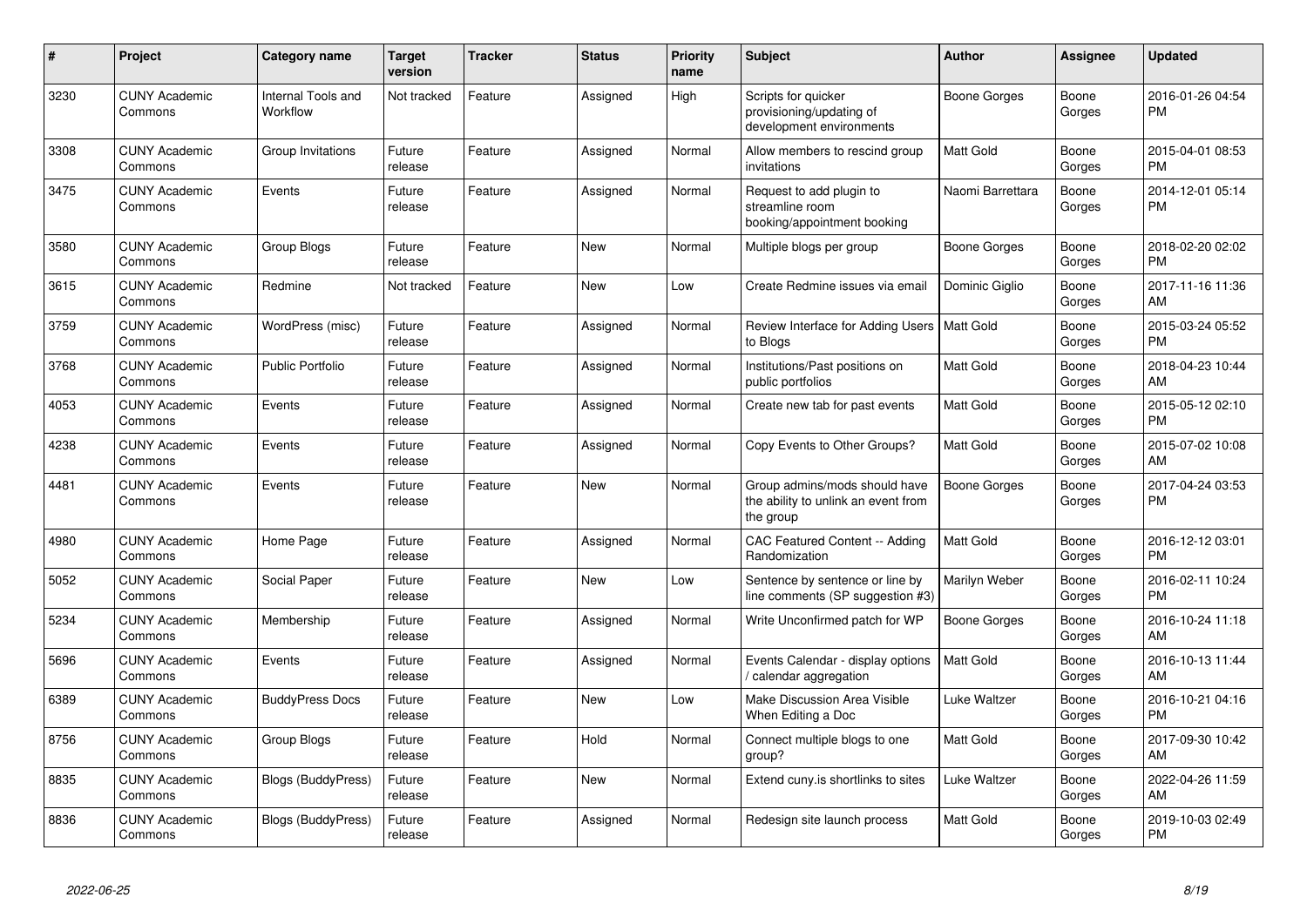| # | Project | Category name | Target version | Tracker | Status | Priority name | Subject | Author | Assignee | Updated |
|---|---|---|---|---|---|---|---|---|---|---|
| 3230 | CUNY Academic Commons | Internal Tools and Workflow | Not tracked | Feature | Assigned | High | Scripts for quicker provisioning/updating of development environments | Boone Gorges | Boone Gorges | 2016-01-26 04:54 PM |
| 3308 | CUNY Academic Commons | Group Invitations | Future release | Feature | Assigned | Normal | Allow members to rescind group invitations | Matt Gold | Boone Gorges | 2015-04-01 08:53 PM |
| 3475 | CUNY Academic Commons | Events | Future release | Feature | Assigned | Normal | Request to add plugin to streamline room booking/appointment booking | Naomi Barrettara | Boone Gorges | 2014-12-01 05:14 PM |
| 3580 | CUNY Academic Commons | Group Blogs | Future release | Feature | New | Normal | Multiple blogs per group | Boone Gorges | Boone Gorges | 2018-02-20 02:02 PM |
| 3615 | CUNY Academic Commons | Redmine | Not tracked | Feature | New | Low | Create Redmine issues via email | Dominic Giglio | Boone Gorges | 2017-11-16 11:36 AM |
| 3759 | CUNY Academic Commons | WordPress (misc) | Future release | Feature | Assigned | Normal | Review Interface for Adding Users to Blogs | Matt Gold | Boone Gorges | 2015-03-24 05:52 PM |
| 3768 | CUNY Academic Commons | Public Portfolio | Future release | Feature | Assigned | Normal | Institutions/Past positions on public portfolios | Matt Gold | Boone Gorges | 2018-04-23 10:44 AM |
| 4053 | CUNY Academic Commons | Events | Future release | Feature | Assigned | Normal | Create new tab for past events | Matt Gold | Boone Gorges | 2015-05-12 02:10 PM |
| 4238 | CUNY Academic Commons | Events | Future release | Feature | Assigned | Normal | Copy Events to Other Groups? | Matt Gold | Boone Gorges | 2015-07-02 10:08 AM |
| 4481 | CUNY Academic Commons | Events | Future release | Feature | New | Normal | Group admins/mods should have the ability to unlink an event from the group | Boone Gorges | Boone Gorges | 2017-04-24 03:53 PM |
| 4980 | CUNY Academic Commons | Home Page | Future release | Feature | Assigned | Normal | CAC Featured Content -- Adding Randomization | Matt Gold | Boone Gorges | 2016-12-12 03:01 PM |
| 5052 | CUNY Academic Commons | Social Paper | Future release | Feature | New | Low | Sentence by sentence or line by line comments (SP suggestion #3) | Marilyn Weber | Boone Gorges | 2016-02-11 10:24 PM |
| 5234 | CUNY Academic Commons | Membership | Future release | Feature | Assigned | Normal | Write Unconfirmed patch for WP | Boone Gorges | Boone Gorges | 2016-10-24 11:18 AM |
| 5696 | CUNY Academic Commons | Events | Future release | Feature | Assigned | Normal | Events Calendar - display options / calendar aggregation | Matt Gold | Boone Gorges | 2016-10-13 11:44 AM |
| 6389 | CUNY Academic Commons | BuddyPress Docs | Future release | Feature | New | Low | Make Discussion Area Visible When Editing a Doc | Luke Waltzer | Boone Gorges | 2016-10-21 04:16 PM |
| 8756 | CUNY Academic Commons | Group Blogs | Future release | Feature | Hold | Normal | Connect multiple blogs to one group? | Matt Gold | Boone Gorges | 2017-09-30 10:42 AM |
| 8835 | CUNY Academic Commons | Blogs (BuddyPress) | Future release | Feature | New | Normal | Extend cuny.is shortlinks to sites | Luke Waltzer | Boone Gorges | 2022-04-26 11:59 AM |
| 8836 | CUNY Academic Commons | Blogs (BuddyPress) | Future release | Feature | Assigned | Normal | Redesign site launch process | Matt Gold | Boone Gorges | 2019-10-03 02:49 PM |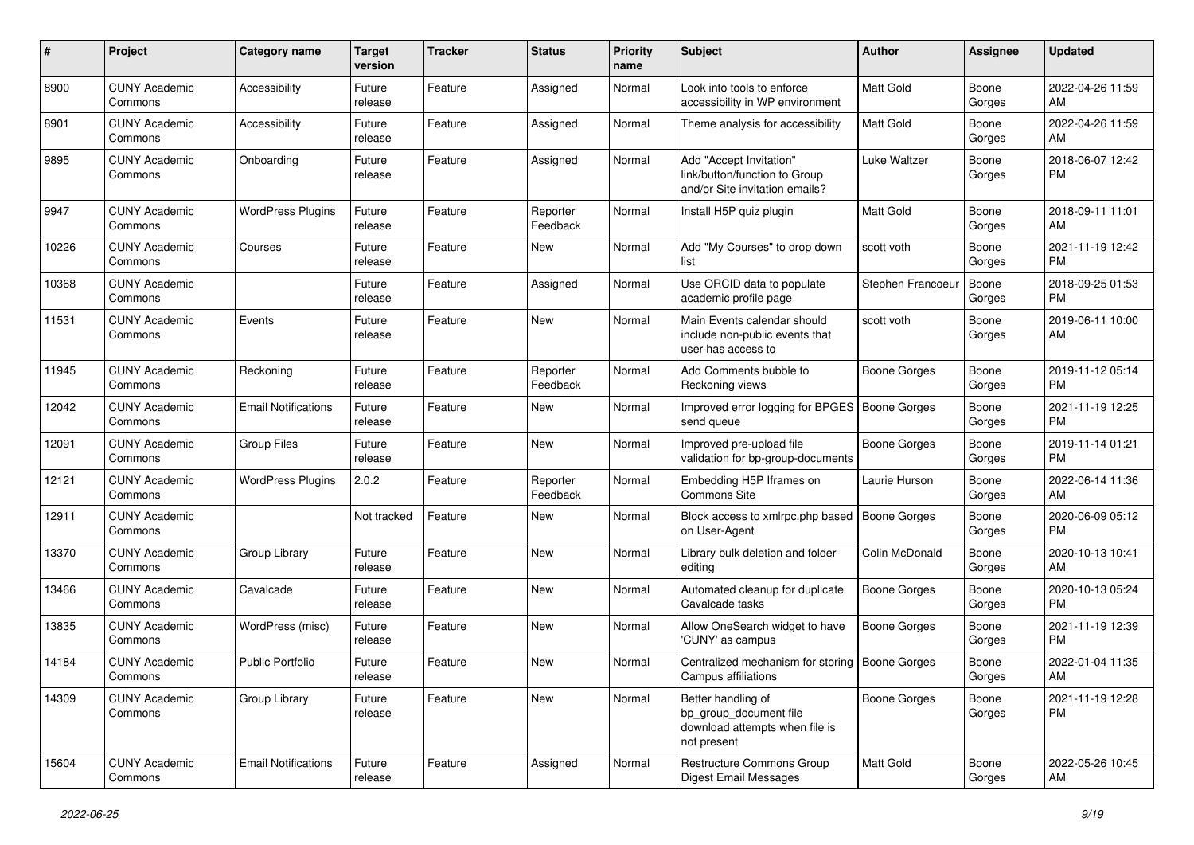| # | Project | Category name | Target version | Tracker | Status | Priority name | Subject | Author | Assignee | Updated |
|---|---|---|---|---|---|---|---|---|---|---|
| 8900 | CUNY Academic Commons | Accessibility | Future release | Feature | Assigned | Normal | Look into tools to enforce accessibility in WP environment | Matt Gold | Boone Gorges | 2022-04-26 11:59 AM |
| 8901 | CUNY Academic Commons | Accessibility | Future release | Feature | Assigned | Normal | Theme analysis for accessibility | Matt Gold | Boone Gorges | 2022-04-26 11:59 AM |
| 9895 | CUNY Academic Commons | Onboarding | Future release | Feature | Assigned | Normal | Add "Accept Invitation" link/button/function to Group and/or Site invitation emails? | Luke Waltzer | Boone Gorges | 2018-06-07 12:42 PM |
| 9947 | CUNY Academic Commons | WordPress Plugins | Future release | Feature | Reporter Feedback | Normal | Install H5P quiz plugin | Matt Gold | Boone Gorges | 2018-09-11 11:01 AM |
| 10226 | CUNY Academic Commons | Courses | Future release | Feature | New | Normal | Add "My Courses" to drop down list | scott voth | Boone Gorges | 2021-11-19 12:42 PM |
| 10368 | CUNY Academic Commons | | Future release | Feature | Assigned | Normal | Use ORCID data to populate academic profile page | Stephen Francoeur | Boone Gorges | 2018-09-25 01:53 PM |
| 11531 | CUNY Academic Commons | Events | Future release | Feature | New | Normal | Main Events calendar should include non-public events that user has access to | scott voth | Boone Gorges | 2019-06-11 10:00 AM |
| 11945 | CUNY Academic Commons | Reckoning | Future release | Feature | Reporter Feedback | Normal | Add Comments bubble to Reckoning views | Boone Gorges | Boone Gorges | 2019-11-12 05:14 PM |
| 12042 | CUNY Academic Commons | Email Notifications | Future release | Feature | New | Normal | Improved error logging for BPGES send queue | Boone Gorges | Boone Gorges | 2021-11-19 12:25 PM |
| 12091 | CUNY Academic Commons | Group Files | Future release | Feature | New | Normal | Improved pre-upload file validation for bp-group-documents | Boone Gorges | Boone Gorges | 2019-11-14 01:21 PM |
| 12121 | CUNY Academic Commons | WordPress Plugins | 2.0.2 | Feature | Reporter Feedback | Normal | Embedding H5P Iframes on Commons Site | Laurie Hurson | Boone Gorges | 2022-06-14 11:36 AM |
| 12911 | CUNY Academic Commons | | Not tracked | Feature | New | Normal | Block access to xmlrpc.php based on User-Agent | Boone Gorges | Boone Gorges | 2020-06-09 05:12 PM |
| 13370 | CUNY Academic Commons | Group Library | Future release | Feature | New | Normal | Library bulk deletion and folder editing | Colin McDonald | Boone Gorges | 2020-10-13 10:41 AM |
| 13466 | CUNY Academic Commons | Cavalcade | Future release | Feature | New | Normal | Automated cleanup for duplicate Cavalcade tasks | Boone Gorges | Boone Gorges | 2020-10-13 05:24 PM |
| 13835 | CUNY Academic Commons | WordPress (misc) | Future release | Feature | New | Normal | Allow OneSearch widget to have 'CUNY' as campus | Boone Gorges | Boone Gorges | 2021-11-19 12:39 PM |
| 14184 | CUNY Academic Commons | Public Portfolio | Future release | Feature | New | Normal | Centralized mechanism for storing Campus affiliations | Boone Gorges | Boone Gorges | 2022-01-04 11:35 AM |
| 14309 | CUNY Academic Commons | Group Library | Future release | Feature | New | Normal | Better handling of bp_group_document file download attempts when file is not present | Boone Gorges | Boone Gorges | 2021-11-19 12:28 PM |
| 15604 | CUNY Academic Commons | Email Notifications | Future release | Feature | Assigned | Normal | Restructure Commons Group Digest Email Messages | Matt Gold | Boone Gorges | 2022-05-26 10:45 AM |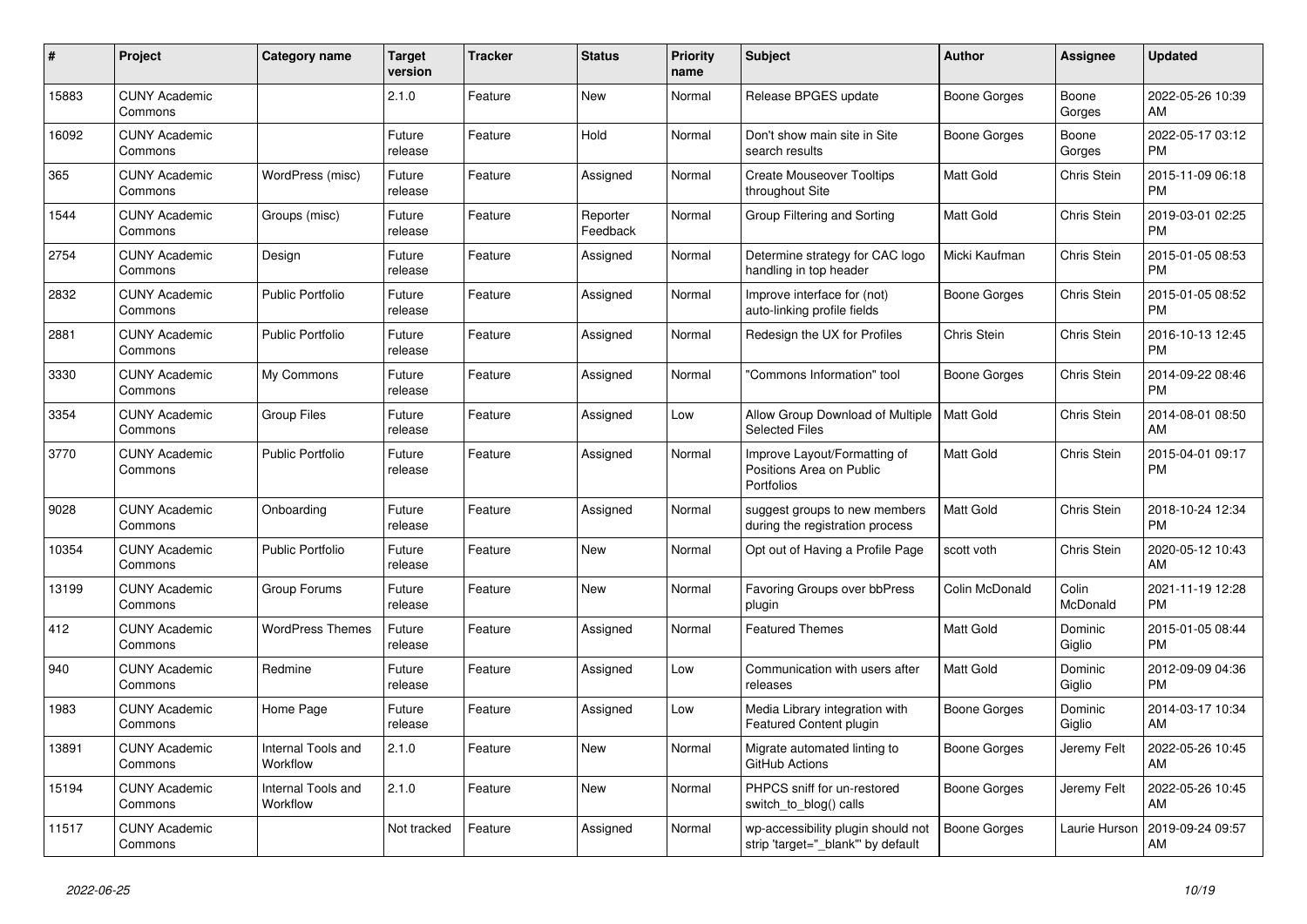| # | Project | Category name | Target version | Tracker | Status | Priority name | Subject | Author | Assignee | Updated |
|---|---|---|---|---|---|---|---|---|---|---|
| 15883 | CUNY Academic Commons | | 2.1.0 | Feature | New | Normal | Release BPGES update | Boone Gorges | Boone Gorges | 2022-05-26 10:39 AM |
| 16092 | CUNY Academic Commons | | Future release | Feature | Hold | Normal | Don't show main site in Site search results | Boone Gorges | Boone Gorges | 2022-05-17 03:12 PM |
| 365 | CUNY Academic Commons | WordPress (misc) | Future release | Feature | Assigned | Normal | Create Mouseover Tooltips throughout Site | Matt Gold | Chris Stein | 2015-11-09 06:18 PM |
| 1544 | CUNY Academic Commons | Groups (misc) | Future release | Feature | Reporter Feedback | Normal | Group Filtering and Sorting | Matt Gold | Chris Stein | 2019-03-01 02:25 PM |
| 2754 | CUNY Academic Commons | Design | Future release | Feature | Assigned | Normal | Determine strategy for CAC logo handling in top header | Micki Kaufman | Chris Stein | 2015-01-05 08:53 PM |
| 2832 | CUNY Academic Commons | Public Portfolio | Future release | Feature | Assigned | Normal | Improve interface for (not) auto-linking profile fields | Boone Gorges | Chris Stein | 2015-01-05 08:52 PM |
| 2881 | CUNY Academic Commons | Public Portfolio | Future release | Feature | Assigned | Normal | Redesign the UX for Profiles | Chris Stein | Chris Stein | 2016-10-13 12:45 PM |
| 3330 | CUNY Academic Commons | My Commons | Future release | Feature | Assigned | Normal | "Commons Information" tool | Boone Gorges | Chris Stein | 2014-09-22 08:46 PM |
| 3354 | CUNY Academic Commons | Group Files | Future release | Feature | Assigned | Low | Allow Group Download of Multiple Selected Files | Matt Gold | Chris Stein | 2014-08-01 08:50 AM |
| 3770 | CUNY Academic Commons | Public Portfolio | Future release | Feature | Assigned | Normal | Improve Layout/Formatting of Positions Area on Public Portfolios | Matt Gold | Chris Stein | 2015-04-01 09:17 PM |
| 9028 | CUNY Academic Commons | Onboarding | Future release | Feature | Assigned | Normal | suggest groups to new members during the registration process | Matt Gold | Chris Stein | 2018-10-24 12:34 PM |
| 10354 | CUNY Academic Commons | Public Portfolio | Future release | Feature | New | Normal | Opt out of Having a Profile Page | scott voth | Chris Stein | 2020-05-12 10:43 AM |
| 13199 | CUNY Academic Commons | Group Forums | Future release | Feature | New | Normal | Favoring Groups over bbPress plugin | Colin McDonald | Colin McDonald | 2021-11-19 12:28 PM |
| 412 | CUNY Academic Commons | WordPress Themes | Future release | Feature | Assigned | Normal | Featured Themes | Matt Gold | Dominic Giglio | 2015-01-05 08:44 PM |
| 940 | CUNY Academic Commons | Redmine | Future release | Feature | Assigned | Low | Communication with users after releases | Matt Gold | Dominic Giglio | 2012-09-09 04:36 PM |
| 1983 | CUNY Academic Commons | Home Page | Future release | Feature | Assigned | Low | Media Library integration with Featured Content plugin | Boone Gorges | Dominic Giglio | 2014-03-17 10:34 AM |
| 13891 | CUNY Academic Commons | Internal Tools and Workflow | 2.1.0 | Feature | New | Normal | Migrate automated linting to GitHub Actions | Boone Gorges | Jeremy Felt | 2022-05-26 10:45 AM |
| 15194 | CUNY Academic Commons | Internal Tools and Workflow | 2.1.0 | Feature | New | Normal | PHPCS sniff for un-restored switch_to_blog() calls | Boone Gorges | Jeremy Felt | 2022-05-26 10:45 AM |
| 11517 | CUNY Academic Commons | | Not tracked | Feature | Assigned | Normal | wp-accessibility plugin should not strip 'target="_blank"' by default | Boone Gorges | Laurie Hurson | 2019-09-24 09:57 AM |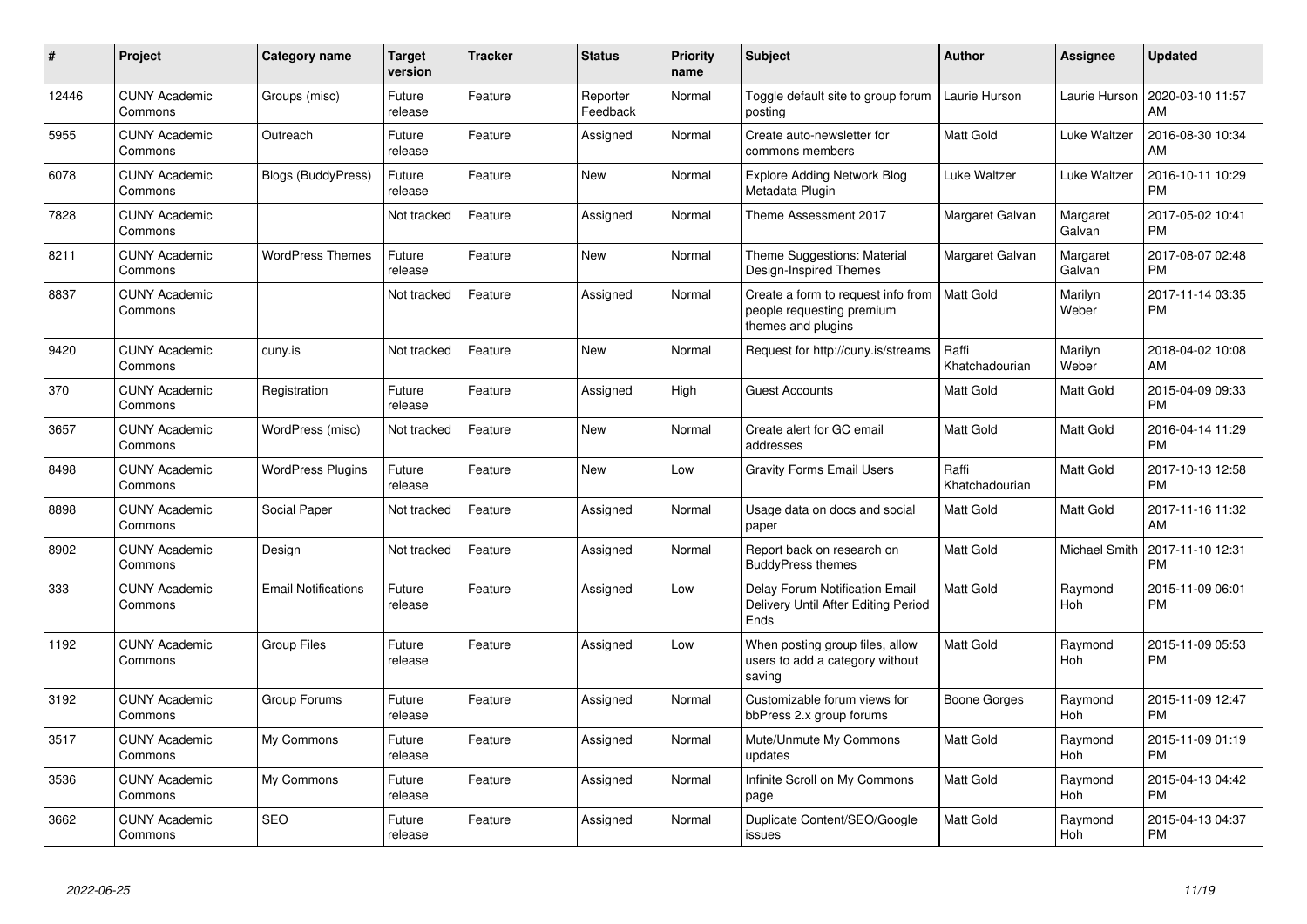| # | Project | Category name | Target version | Tracker | Status | Priority name | Subject | Author | Assignee | Updated |
|---|---|---|---|---|---|---|---|---|---|---|
| 12446 | CUNY Academic Commons | Groups (misc) | Future release | Feature | Reporter Feedback | Normal | Toggle default site to group forum posting | Laurie Hurson | Laurie Hurson | 2020-03-10 11:57 AM |
| 5955 | CUNY Academic Commons | Outreach | Future release | Feature | Assigned | Normal | Create auto-newsletter for commons members | Matt Gold | Luke Waltzer | 2016-08-30 10:34 AM |
| 6078 | CUNY Academic Commons | Blogs (BuddyPress) | Future release | Feature | New | Normal | Explore Adding Network Blog Metadata Plugin | Luke Waltzer | Luke Waltzer | 2016-10-11 10:29 PM |
| 7828 | CUNY Academic Commons | | Not tracked | Feature | Assigned | Normal | Theme Assessment 2017 | Margaret Galvan | Margaret Galvan | 2017-05-02 10:41 PM |
| 8211 | CUNY Academic Commons | WordPress Themes | Future release | Feature | New | Normal | Theme Suggestions: Material Design-Inspired Themes | Margaret Galvan | Margaret Galvan | 2017-08-07 02:48 PM |
| 8837 | CUNY Academic Commons | | Not tracked | Feature | Assigned | Normal | Create a form to request info from people requesting premium themes and plugins | Matt Gold | Marilyn Weber | 2017-11-14 03:35 PM |
| 9420 | CUNY Academic Commons | cuny.is | Not tracked | Feature | New | Normal | Request for http://cuny.is/streams | Raffi Khatchadourian | Marilyn Weber | 2018-04-02 10:08 AM |
| 370 | CUNY Academic Commons | Registration | Future release | Feature | Assigned | High | Guest Accounts | Matt Gold | Matt Gold | 2015-04-09 09:33 PM |
| 3657 | CUNY Academic Commons | WordPress (misc) | Not tracked | Feature | New | Normal | Create alert for GC email addresses | Matt Gold | Matt Gold | 2016-04-14 11:29 PM |
| 8498 | CUNY Academic Commons | WordPress Plugins | Future release | Feature | New | Low | Gravity Forms Email Users | Raffi Khatchadourian | Matt Gold | 2017-10-13 12:58 PM |
| 8898 | CUNY Academic Commons | Social Paper | Not tracked | Feature | Assigned | Normal | Usage data on docs and social paper | Matt Gold | Matt Gold | 2017-11-16 11:32 AM |
| 8902 | CUNY Academic Commons | Design | Not tracked | Feature | Assigned | Normal | Report back on research on BuddyPress themes | Matt Gold | Michael Smith | 2017-11-10 12:31 PM |
| 333 | CUNY Academic Commons | Email Notifications | Future release | Feature | Assigned | Low | Delay Forum Notification Email Delivery Until After Editing Period Ends | Matt Gold | Raymond Hoh | 2015-11-09 06:01 PM |
| 1192 | CUNY Academic Commons | Group Files | Future release | Feature | Assigned | Low | When posting group files, allow users to add a category without saving | Matt Gold | Raymond Hoh | 2015-11-09 05:53 PM |
| 3192 | CUNY Academic Commons | Group Forums | Future release | Feature | Assigned | Normal | Customizable forum views for bbPress 2.x group forums | Boone Gorges | Raymond Hoh | 2015-11-09 12:47 PM |
| 3517 | CUNY Academic Commons | My Commons | Future release | Feature | Assigned | Normal | Mute/Unmute My Commons updates | Matt Gold | Raymond Hoh | 2015-11-09 01:19 PM |
| 3536 | CUNY Academic Commons | My Commons | Future release | Feature | Assigned | Normal | Infinite Scroll on My Commons page | Matt Gold | Raymond Hoh | 2015-04-13 04:42 PM |
| 3662 | CUNY Academic Commons | SEO | Future release | Feature | Assigned | Normal | Duplicate Content/SEO/Google issues | Matt Gold | Raymond Hoh | 2015-04-13 04:37 PM |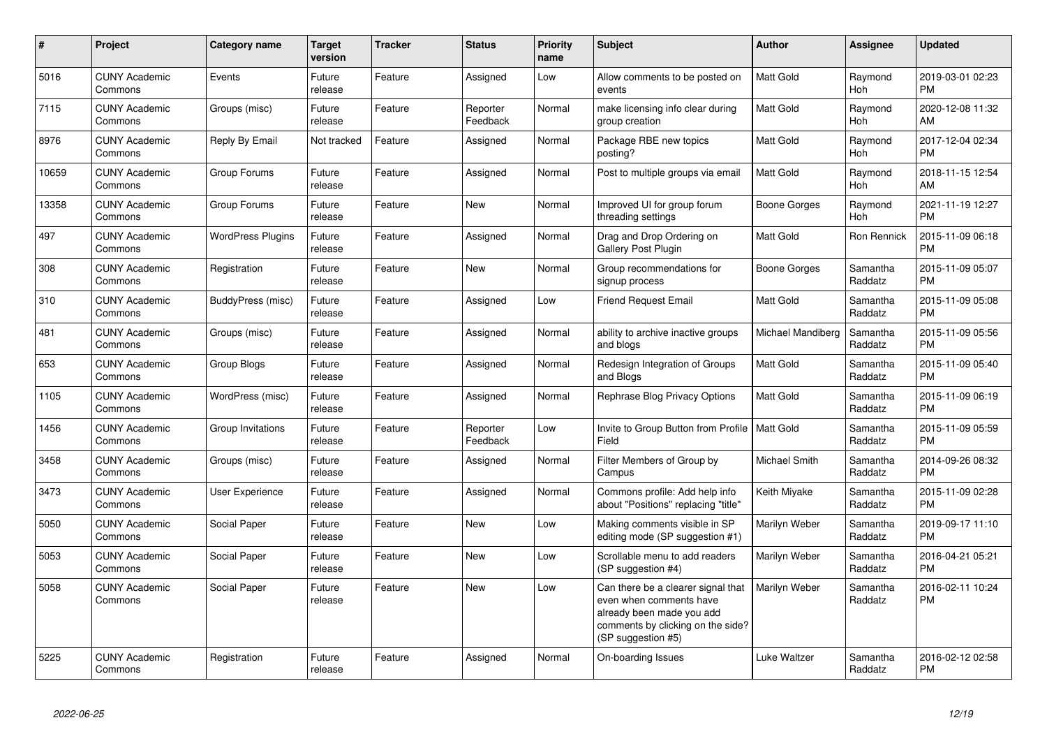| # | Project | Category name | Target version | Tracker | Status | Priority name | Subject | Author | Assignee | Updated |
|---|---|---|---|---|---|---|---|---|---|---|
| 5016 | CUNY Academic Commons | Events | Future release | Feature | Assigned | Low | Allow comments to be posted on events | Matt Gold | Raymond Hoh | 2019-03-01 02:23 PM |
| 7115 | CUNY Academic Commons | Groups (misc) | Future release | Feature | Reporter Feedback | Normal | make licensing info clear during group creation | Matt Gold | Raymond Hoh | 2020-12-08 11:32 AM |
| 8976 | CUNY Academic Commons | Reply By Email | Not tracked | Feature | Assigned | Normal | Package RBE new topics posting? | Matt Gold | Raymond Hoh | 2017-12-04 02:34 PM |
| 10659 | CUNY Academic Commons | Group Forums | Future release | Feature | Assigned | Normal | Post to multiple groups via email | Matt Gold | Raymond Hoh | 2018-11-15 12:54 AM |
| 13358 | CUNY Academic Commons | Group Forums | Future release | Feature | New | Normal | Improved UI for group forum threading settings | Boone Gorges | Raymond Hoh | 2021-11-19 12:27 PM |
| 497 | CUNY Academic Commons | WordPress Plugins | Future release | Feature | Assigned | Normal | Drag and Drop Ordering on Gallery Post Plugin | Matt Gold | Ron Rennick | 2015-11-09 06:18 PM |
| 308 | CUNY Academic Commons | Registration | Future release | Feature | New | Normal | Group recommendations for signup process | Boone Gorges | Samantha Raddatz | 2015-11-09 05:07 PM |
| 310 | CUNY Academic Commons | BuddyPress (misc) | Future release | Feature | Assigned | Low | Friend Request Email | Matt Gold | Samantha Raddatz | 2015-11-09 05:08 PM |
| 481 | CUNY Academic Commons | Groups (misc) | Future release | Feature | Assigned | Normal | ability to archive inactive groups and blogs | Michael Mandiberg | Samantha Raddatz | 2015-11-09 05:56 PM |
| 653 | CUNY Academic Commons | Group Blogs | Future release | Feature | Assigned | Normal | Redesign Integration of Groups and Blogs | Matt Gold | Samantha Raddatz | 2015-11-09 05:40 PM |
| 1105 | CUNY Academic Commons | WordPress (misc) | Future release | Feature | Assigned | Normal | Rephrase Blog Privacy Options | Matt Gold | Samantha Raddatz | 2015-11-09 06:19 PM |
| 1456 | CUNY Academic Commons | Group Invitations | Future release | Feature | Reporter Feedback | Low | Invite to Group Button from Profile Field | Matt Gold | Samantha Raddatz | 2015-11-09 05:59 PM |
| 3458 | CUNY Academic Commons | Groups (misc) | Future release | Feature | Assigned | Normal | Filter Members of Group by Campus | Michael Smith | Samantha Raddatz | 2014-09-26 08:32 PM |
| 3473 | CUNY Academic Commons | User Experience | Future release | Feature | Assigned | Normal | Commons profile: Add help info about "Positions" replacing "title" | Keith Miyake | Samantha Raddatz | 2015-11-09 02:28 PM |
| 5050 | CUNY Academic Commons | Social Paper | Future release | Feature | New | Low | Making comments visible in SP editing mode (SP suggestion #1) | Marilyn Weber | Samantha Raddatz | 2019-09-17 11:10 PM |
| 5053 | CUNY Academic Commons | Social Paper | Future release | Feature | New | Low | Scrollable menu to add readers (SP suggestion #4) | Marilyn Weber | Samantha Raddatz | 2016-04-21 05:21 PM |
| 5058 | CUNY Academic Commons | Social Paper | Future release | Feature | New | Low | Can there be a clearer signal that even when comments have already been made you add comments by clicking on the side? (SP suggestion #5) | Marilyn Weber | Samantha Raddatz | 2016-02-11 10:24 PM |
| 5225 | CUNY Academic Commons | Registration | Future release | Feature | Assigned | Normal | On-boarding Issues | Luke Waltzer | Samantha Raddatz | 2016-02-12 02:58 PM |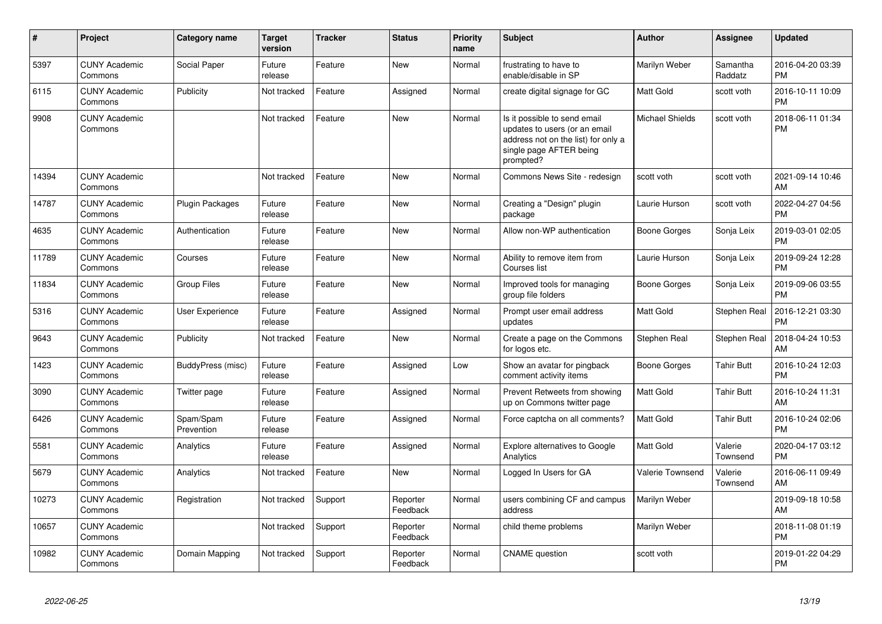| # | Project | Category name | Target version | Tracker | Status | Priority name | Subject | Author | Assignee | Updated |
|---|---|---|---|---|---|---|---|---|---|---|
| 5397 | CUNY Academic Commons | Social Paper | Future release | Feature | New | Normal | frustrating to have to enable/disable in SP | Marilyn Weber | Samantha Raddatz | 2016-04-20 03:39 PM |
| 6115 | CUNY Academic Commons | Publicity | Not tracked | Feature | Assigned | Normal | create digital signage for GC | Matt Gold | scott voth | 2016-10-11 10:09 PM |
| 9908 | CUNY Academic Commons | | Not tracked | Feature | New | Normal | Is it possible to send email updates to users (or an email address not on the list) for only a single page AFTER being prompted? | Michael Shields | scott voth | 2018-06-11 01:34 PM |
| 14394 | CUNY Academic Commons | | Not tracked | Feature | New | Normal | Commons News Site - redesign | scott voth | scott voth | 2021-09-14 10:46 AM |
| 14787 | CUNY Academic Commons | Plugin Packages | Future release | Feature | New | Normal | Creating a "Design" plugin package | Laurie Hurson | scott voth | 2022-04-27 04:56 PM |
| 4635 | CUNY Academic Commons | Authentication | Future release | Feature | New | Normal | Allow non-WP authentication | Boone Gorges | Sonja Leix | 2019-03-01 02:05 PM |
| 11789 | CUNY Academic Commons | Courses | Future release | Feature | New | Normal | Ability to remove item from Courses list | Laurie Hurson | Sonja Leix | 2019-09-24 12:28 PM |
| 11834 | CUNY Academic Commons | Group Files | Future release | Feature | New | Normal | Improved tools for managing group file folders | Boone Gorges | Sonja Leix | 2019-09-06 03:55 PM |
| 5316 | CUNY Academic Commons | User Experience | Future release | Feature | Assigned | Normal | Prompt user email address updates | Matt Gold | Stephen Real | 2016-12-21 03:30 PM |
| 9643 | CUNY Academic Commons | Publicity | Not tracked | Feature | New | Normal | Create a page on the Commons for logos etc. | Stephen Real | Stephen Real | 2018-04-24 10:53 AM |
| 1423 | CUNY Academic Commons | BuddyPress (misc) | Future release | Feature | Assigned | Low | Show an avatar for pingback comment activity items | Boone Gorges | Tahir Butt | 2016-10-24 12:03 PM |
| 3090 | CUNY Academic Commons | Twitter page | Future release | Feature | Assigned | Normal | Prevent Retweets from showing up on Commons twitter page | Matt Gold | Tahir Butt | 2016-10-24 11:31 AM |
| 6426 | CUNY Academic Commons | Spam/Spam Prevention | Future release | Feature | Assigned | Normal | Force captcha on all comments? | Matt Gold | Tahir Butt | 2016-10-24 02:06 PM |
| 5581 | CUNY Academic Commons | Analytics | Future release | Feature | Assigned | Normal | Explore alternatives to Google Analytics | Matt Gold | Valerie Townsend | 2020-04-17 03:12 PM |
| 5679 | CUNY Academic Commons | Analytics | Not tracked | Feature | New | Normal | Logged In Users for GA | Valerie Townsend | Valerie Townsend | 2016-06-11 09:49 AM |
| 10273 | CUNY Academic Commons | Registration | Not tracked | Support | Reporter Feedback | Normal | users combining CF and campus address | Marilyn Weber | | 2019-09-18 10:58 AM |
| 10657 | CUNY Academic Commons | | Not tracked | Support | Reporter Feedback | Normal | child theme problems | Marilyn Weber | | 2018-11-08 01:19 PM |
| 10982 | CUNY Academic Commons | Domain Mapping | Not tracked | Support | Reporter Feedback | Normal | CNAME question | scott voth | | 2019-01-22 04:29 PM |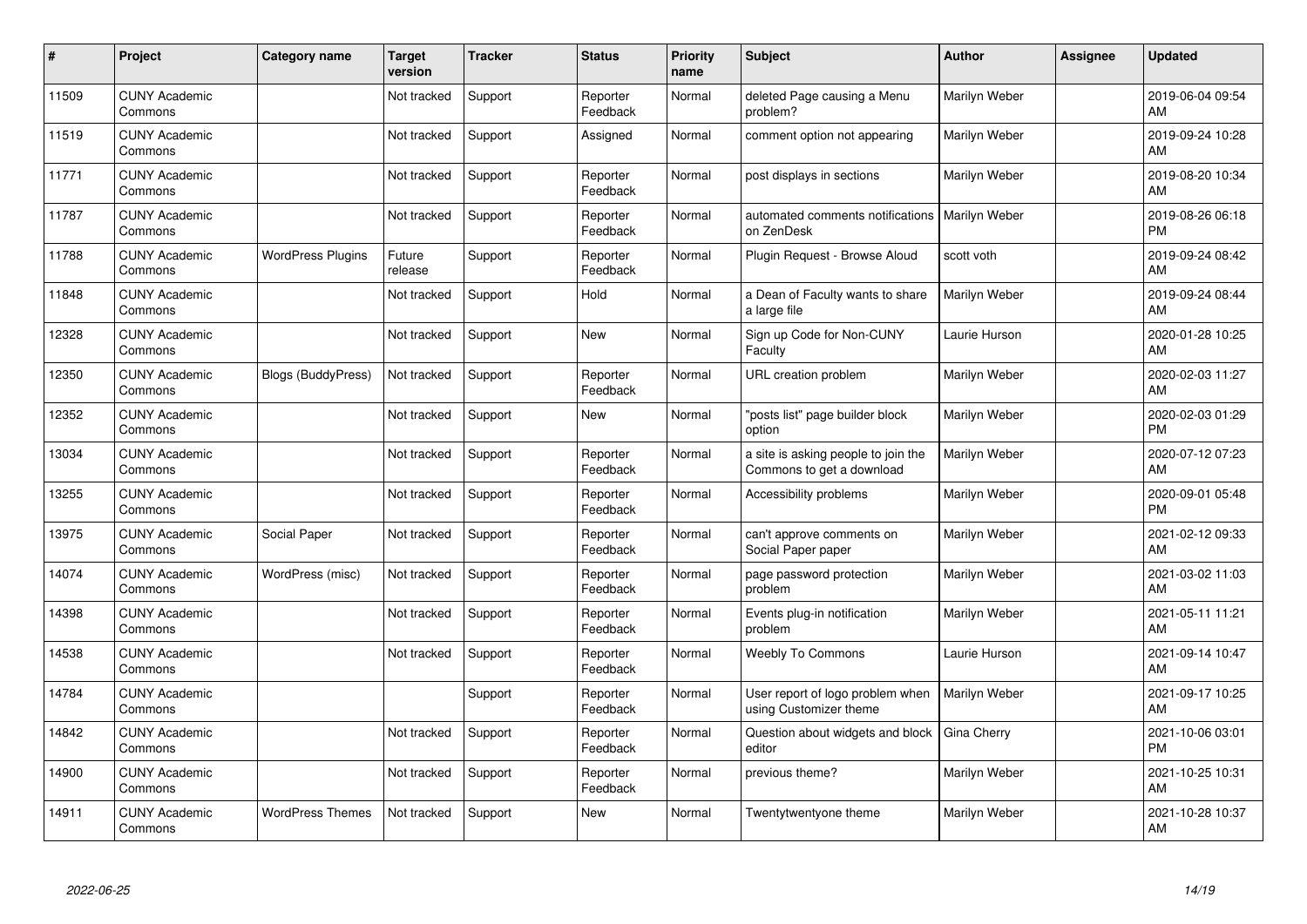| # | Project | Category name | Target version | Tracker | Status | Priority name | Subject | Author | Assignee | Updated |
|---|---|---|---|---|---|---|---|---|---|---|
| 11509 | CUNY Academic Commons |  | Not tracked | Support | Reporter Feedback | Normal | deleted Page causing a Menu problem? | Marilyn Weber |  | 2019-06-04 09:54 AM |
| 11519 | CUNY Academic Commons |  | Not tracked | Support | Assigned | Normal | comment option not appearing | Marilyn Weber |  | 2019-09-24 10:28 AM |
| 11771 | CUNY Academic Commons |  | Not tracked | Support | Reporter Feedback | Normal | post displays in sections | Marilyn Weber |  | 2019-08-20 10:34 AM |
| 11787 | CUNY Academic Commons |  | Not tracked | Support | Reporter Feedback | Normal | automated comments notifications on ZenDesk | Marilyn Weber |  | 2019-08-26 06:18 PM |
| 11788 | CUNY Academic Commons | WordPress Plugins | Future release | Support | Reporter Feedback | Normal | Plugin Request - Browse Aloud | scott voth |  | 2019-09-24 08:42 AM |
| 11848 | CUNY Academic Commons |  | Not tracked | Support | Hold | Normal | a Dean of Faculty wants to share a large file | Marilyn Weber |  | 2019-09-24 08:44 AM |
| 12328 | CUNY Academic Commons |  | Not tracked | Support | New | Normal | Sign up Code for Non-CUNY Faculty | Laurie Hurson |  | 2020-01-28 10:25 AM |
| 12350 | CUNY Academic Commons | Blogs (BuddyPress) | Not tracked | Support | Reporter Feedback | Normal | URL creation problem | Marilyn Weber |  | 2020-02-03 11:27 AM |
| 12352 | CUNY Academic Commons |  | Not tracked | Support | New | Normal | "posts list" page builder block option | Marilyn Weber |  | 2020-02-03 01:29 PM |
| 13034 | CUNY Academic Commons |  | Not tracked | Support | Reporter Feedback | Normal | a site is asking people to join the Commons to get a download | Marilyn Weber |  | 2020-07-12 07:23 AM |
| 13255 | CUNY Academic Commons |  | Not tracked | Support | Reporter Feedback | Normal | Accessibility problems | Marilyn Weber |  | 2020-09-01 05:48 PM |
| 13975 | CUNY Academic Commons | Social Paper | Not tracked | Support | Reporter Feedback | Normal | can't approve comments on Social Paper paper | Marilyn Weber |  | 2021-02-12 09:33 AM |
| 14074 | CUNY Academic Commons | WordPress (misc) | Not tracked | Support | Reporter Feedback | Normal | page password protection problem | Marilyn Weber |  | 2021-03-02 11:03 AM |
| 14398 | CUNY Academic Commons |  | Not tracked | Support | Reporter Feedback | Normal | Events plug-in notification problem | Marilyn Weber |  | 2021-05-11 11:21 AM |
| 14538 | CUNY Academic Commons |  | Not tracked | Support | Reporter Feedback | Normal | Weebly To Commons | Laurie Hurson |  | 2021-09-14 10:47 AM |
| 14784 | CUNY Academic Commons |  |  | Support | Reporter Feedback | Normal | User report of logo problem when using Customizer theme | Marilyn Weber |  | 2021-09-17 10:25 AM |
| 14842 | CUNY Academic Commons |  | Not tracked | Support | Reporter Feedback | Normal | Question about widgets and block editor | Gina Cherry |  | 2021-10-06 03:01 PM |
| 14900 | CUNY Academic Commons |  | Not tracked | Support | Reporter Feedback | Normal | previous theme? | Marilyn Weber |  | 2021-10-25 10:31 AM |
| 14911 | CUNY Academic Commons | WordPress Themes | Not tracked | Support | New | Normal | Twentytwentyone theme | Marilyn Weber |  | 2021-10-28 10:37 AM |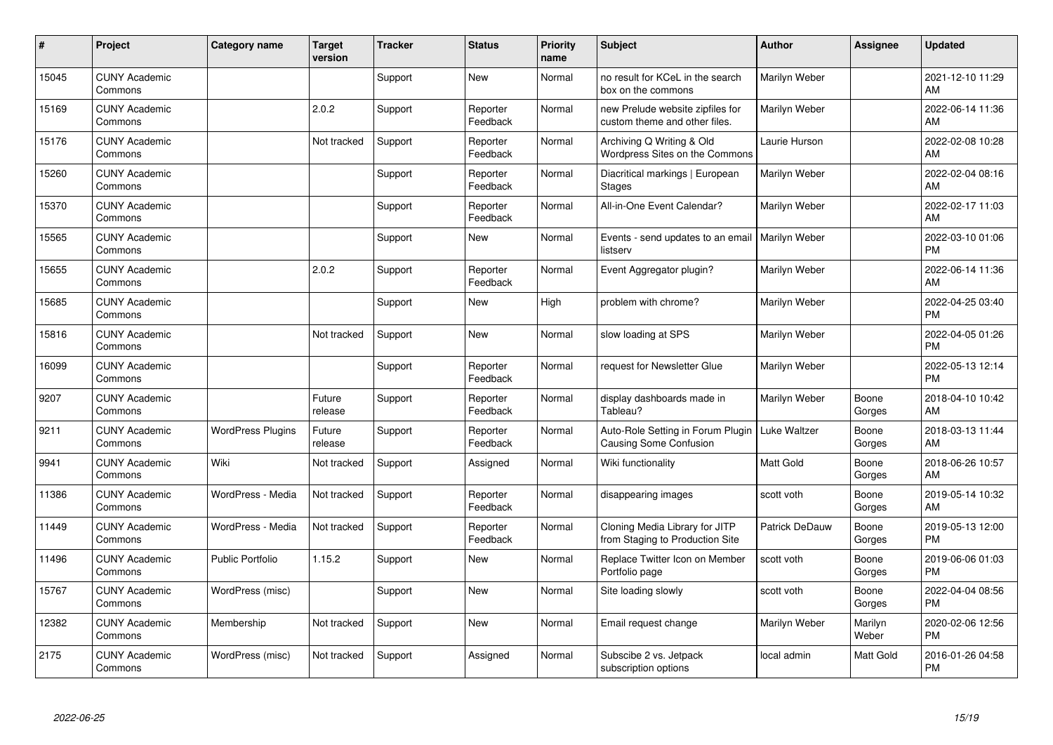| # | Project | Category name | Target version | Tracker | Status | Priority name | Subject | Author | Assignee | Updated |
|---|---|---|---|---|---|---|---|---|---|---|
| 15045 | CUNY Academic Commons | | | Support | New | Normal | no result for KCeL in the search box on the commons | Marilyn Weber | | 2021-12-10 11:29 AM |
| 15169 | CUNY Academic Commons | | 2.0.2 | Support | Reporter Feedback | Normal | new Prelude website zipfiles for custom theme and other files. | Marilyn Weber | | 2022-06-14 11:36 AM |
| 15176 | CUNY Academic Commons | | Not tracked | Support | Reporter Feedback | Normal | Archiving Q Writing & Old Wordpress Sites on the Commons | Laurie Hurson | | 2022-02-08 10:28 AM |
| 15260 | CUNY Academic Commons | | | Support | Reporter Feedback | Normal | Diacritical markings \| European Stages | Marilyn Weber | | 2022-02-04 08:16 AM |
| 15370 | CUNY Academic Commons | | | Support | Reporter Feedback | Normal | All-in-One Event Calendar? | Marilyn Weber | | 2022-02-17 11:03 AM |
| 15565 | CUNY Academic Commons | | | Support | New | Normal | Events - send updates to an email listserv | Marilyn Weber | | 2022-03-10 01:06 PM |
| 15655 | CUNY Academic Commons | | 2.0.2 | Support | Reporter Feedback | Normal | Event Aggregator plugin? | Marilyn Weber | | 2022-06-14 11:36 AM |
| 15685 | CUNY Academic Commons | | | Support | New | High | problem with chrome? | Marilyn Weber | | 2022-04-25 03:40 PM |
| 15816 | CUNY Academic Commons | | Not tracked | Support | New | Normal | slow loading at SPS | Marilyn Weber | | 2022-04-05 01:26 PM |
| 16099 | CUNY Academic Commons | | | Support | Reporter Feedback | Normal | request for Newsletter Glue | Marilyn Weber | | 2022-05-13 12:14 PM |
| 9207 | CUNY Academic Commons | | Future release | Support | Reporter Feedback | Normal | display dashboards made in Tableau? | Marilyn Weber | Boone Gorges | 2018-04-10 10:42 AM |
| 9211 | CUNY Academic Commons | WordPress Plugins | Future release | Support | Reporter Feedback | Normal | Auto-Role Setting in Forum Plugin Causing Some Confusion | Luke Waltzer | Boone Gorges | 2018-03-13 11:44 AM |
| 9941 | CUNY Academic Commons | Wiki | Not tracked | Support | Assigned | Normal | Wiki functionality | Matt Gold | Boone Gorges | 2018-06-26 10:57 AM |
| 11386 | CUNY Academic Commons | WordPress - Media | Not tracked | Support | Reporter Feedback | Normal | disappearing images | scott voth | Boone Gorges | 2019-05-14 10:32 AM |
| 11449 | CUNY Academic Commons | WordPress - Media | Not tracked | Support | Reporter Feedback | Normal | Cloning Media Library for JITP from Staging to Production Site | Patrick DeDauw | Boone Gorges | 2019-05-13 12:00 PM |
| 11496 | CUNY Academic Commons | Public Portfolio | 1.15.2 | Support | New | Normal | Replace Twitter Icon on Member Portfolio page | scott voth | Boone Gorges | 2019-06-06 01:03 PM |
| 15767 | CUNY Academic Commons | WordPress (misc) | | Support | New | Normal | Site loading slowly | scott voth | Boone Gorges | 2022-04-04 08:56 PM |
| 12382 | CUNY Academic Commons | Membership | Not tracked | Support | New | Normal | Email request change | Marilyn Weber | Marilyn Weber | 2020-02-06 12:56 PM |
| 2175 | CUNY Academic Commons | WordPress (misc) | Not tracked | Support | Assigned | Normal | Subscibe 2 vs. Jetpack subscription options | local admin | Matt Gold | 2016-01-26 04:58 PM |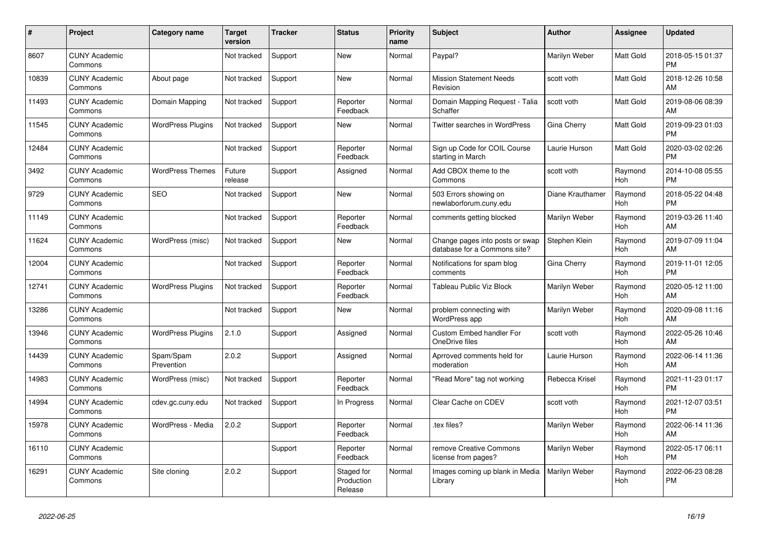| # | Project | Category name | Target version | Tracker | Status | Priority name | Subject | Author | Assignee | Updated |
|---|---|---|---|---|---|---|---|---|---|---|
| 8607 | CUNY Academic Commons | | Not tracked | Support | New | Normal | Paypal? | Marilyn Weber | Matt Gold | 2018-05-15 01:37 PM |
| 10839 | CUNY Academic Commons | About page | Not tracked | Support | New | Normal | Mission Statement Needs Revision | scott voth | Matt Gold | 2018-12-26 10:58 AM |
| 11493 | CUNY Academic Commons | Domain Mapping | Not tracked | Support | Reporter Feedback | Normal | Domain Mapping Request - Talia Schaffer | scott voth | Matt Gold | 2019-08-06 08:39 AM |
| 11545 | CUNY Academic Commons | WordPress Plugins | Not tracked | Support | New | Normal | Twitter searches in WordPress | Gina Cherry | Matt Gold | 2019-09-23 01:03 PM |
| 12484 | CUNY Academic Commons | | Not tracked | Support | Reporter Feedback | Normal | Sign up Code for COIL Course starting in March | Laurie Hurson | Matt Gold | 2020-03-02 02:26 PM |
| 3492 | CUNY Academic Commons | WordPress Themes | Future release | Support | Assigned | Normal | Add CBOX theme to the Commons | scott voth | Raymond Hoh | 2014-10-08 05:55 PM |
| 9729 | CUNY Academic Commons | SEO | Not tracked | Support | New | Normal | 503 Errors showing on newlaborforum.cuny.edu | Diane Krauthamer | Raymond Hoh | 2018-05-22 04:48 PM |
| 11149 | CUNY Academic Commons | | Not tracked | Support | Reporter Feedback | Normal | comments getting blocked | Marilyn Weber | Raymond Hoh | 2019-03-26 11:40 AM |
| 11624 | CUNY Academic Commons | WordPress (misc) | Not tracked | Support | New | Normal | Change pages into posts or swap database for a Commons site? | Stephen Klein | Raymond Hoh | 2019-07-09 11:04 AM |
| 12004 | CUNY Academic Commons | | Not tracked | Support | Reporter Feedback | Normal | Notifications for spam blog comments | Gina Cherry | Raymond Hoh | 2019-11-01 12:05 PM |
| 12741 | CUNY Academic Commons | WordPress Plugins | Not tracked | Support | Reporter Feedback | Normal | Tableau Public Viz Block | Marilyn Weber | Raymond Hoh | 2020-05-12 11:00 AM |
| 13286 | CUNY Academic Commons | | Not tracked | Support | New | Normal | problem connecting with WordPress app | Marilyn Weber | Raymond Hoh | 2020-09-08 11:16 AM |
| 13946 | CUNY Academic Commons | WordPress Plugins | 2.1.0 | Support | Assigned | Normal | Custom Embed handler For OneDrive files | scott voth | Raymond Hoh | 2022-05-26 10:46 AM |
| 14439 | CUNY Academic Commons | Spam/Spam Prevention | 2.0.2 | Support | Assigned | Normal | Aprroved comments held for moderation | Laurie Hurson | Raymond Hoh | 2022-06-14 11:36 AM |
| 14983 | CUNY Academic Commons | WordPress (misc) | Not tracked | Support | Reporter Feedback | Normal | "Read More" tag not working | Rebecca Krisel | Raymond Hoh | 2021-11-23 01:17 PM |
| 14994 | CUNY Academic Commons | cdev.gc.cuny.edu | Not tracked | Support | In Progress | Normal | Clear Cache on CDEV | scott voth | Raymond Hoh | 2021-12-07 03:51 PM |
| 15978 | CUNY Academic Commons | WordPress - Media | 2.0.2 | Support | Reporter Feedback | Normal | .tex files? | Marilyn Weber | Raymond Hoh | 2022-06-14 11:36 AM |
| 16110 | CUNY Academic Commons | | | Support | Reporter Feedback | Normal | remove Creative Commons license from pages? | Marilyn Weber | Raymond Hoh | 2022-05-17 06:11 PM |
| 16291 | CUNY Academic Commons | Site cloning | 2.0.2 | Support | Staged for Production Release | Normal | Images coming up blank in Media Library | Marilyn Weber | Raymond Hoh | 2022-06-23 08:28 PM |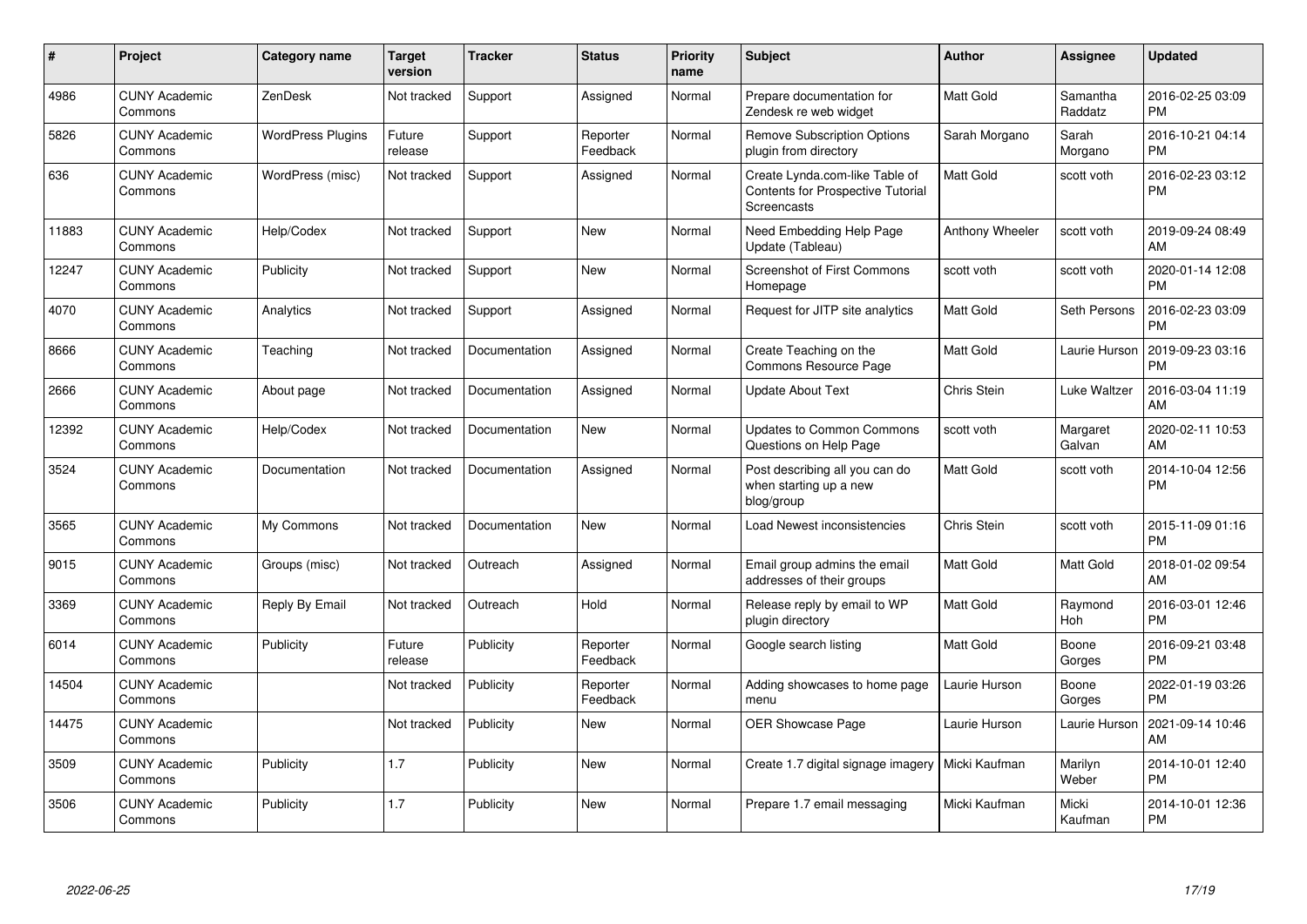| # | Project | Category name | Target version | Tracker | Status | Priority name | Subject | Author | Assignee | Updated |
|---|---|---|---|---|---|---|---|---|---|---|
| 4986 | CUNY Academic Commons | ZenDesk | Not tracked | Support | Assigned | Normal | Prepare documentation for Zendesk re web widget | Matt Gold | Samantha Raddatz | 2016-02-25 03:09 PM |
| 5826 | CUNY Academic Commons | WordPress Plugins | Future release | Support | Reporter Feedback | Normal | Remove Subscription Options plugin from directory | Sarah Morgano | Sarah Morgano | 2016-10-21 04:14 PM |
| 636 | CUNY Academic Commons | WordPress (misc) | Not tracked | Support | Assigned | Normal | Create Lynda.com-like Table of Contents for Prospective Tutorial Screencasts | Matt Gold | scott voth | 2016-02-23 03:12 PM |
| 11883 | CUNY Academic Commons | Help/Codex | Not tracked | Support | New | Normal | Need Embedding Help Page Update (Tableau) | Anthony Wheeler | scott voth | 2019-09-24 08:49 AM |
| 12247 | CUNY Academic Commons | Publicity | Not tracked | Support | New | Normal | Screenshot of First Commons Homepage | scott voth | scott voth | 2020-01-14 12:08 PM |
| 4070 | CUNY Academic Commons | Analytics | Not tracked | Support | Assigned | Normal | Request for JITP site analytics | Matt Gold | Seth Persons | 2016-02-23 03:09 PM |
| 8666 | CUNY Academic Commons | Teaching | Not tracked | Documentation | Assigned | Normal | Create Teaching on the Commons Resource Page | Matt Gold | Laurie Hurson | 2019-09-23 03:16 PM |
| 2666 | CUNY Academic Commons | About page | Not tracked | Documentation | Assigned | Normal | Update About Text | Chris Stein | Luke Waltzer | 2016-03-04 11:19 AM |
| 12392 | CUNY Academic Commons | Help/Codex | Not tracked | Documentation | New | Normal | Updates to Common Commons Questions on Help Page | scott voth | Margaret Galvan | 2020-02-11 10:53 AM |
| 3524 | CUNY Academic Commons | Documentation | Not tracked | Documentation | Assigned | Normal | Post describing all you can do when starting up a new blog/group | Matt Gold | scott voth | 2014-10-04 12:56 PM |
| 3565 | CUNY Academic Commons | My Commons | Not tracked | Documentation | New | Normal | Load Newest inconsistencies | Chris Stein | scott voth | 2015-11-09 01:16 PM |
| 9015 | CUNY Academic Commons | Groups (misc) | Not tracked | Outreach | Assigned | Normal | Email group admins the email addresses of their groups | Matt Gold | Matt Gold | 2018-01-02 09:54 AM |
| 3369 | CUNY Academic Commons | Reply By Email | Not tracked | Outreach | Hold | Normal | Release reply by email to WP plugin directory | Matt Gold | Raymond Hoh | 2016-03-01 12:46 PM |
| 6014 | CUNY Academic Commons | Publicity | Future release | Publicity | Reporter Feedback | Normal | Google search listing | Matt Gold | Boone Gorges | 2016-09-21 03:48 PM |
| 14504 | CUNY Academic Commons | | Not tracked | Publicity | Reporter Feedback | Normal | Adding showcases to home page menu | Laurie Hurson | Boone Gorges | 2022-01-19 03:26 PM |
| 14475 | CUNY Academic Commons | | Not tracked | Publicity | New | Normal | OER Showcase Page | Laurie Hurson | Laurie Hurson | 2021-09-14 10:46 AM |
| 3509 | CUNY Academic Commons | Publicity | 1.7 | Publicity | New | Normal | Create 1.7 digital signage imagery | Micki Kaufman | Marilyn Weber | 2014-10-01 12:40 PM |
| 3506 | CUNY Academic Commons | Publicity | 1.7 | Publicity | New | Normal | Prepare 1.7 email messaging | Micki Kaufman | Micki Kaufman | 2014-10-01 12:36 PM |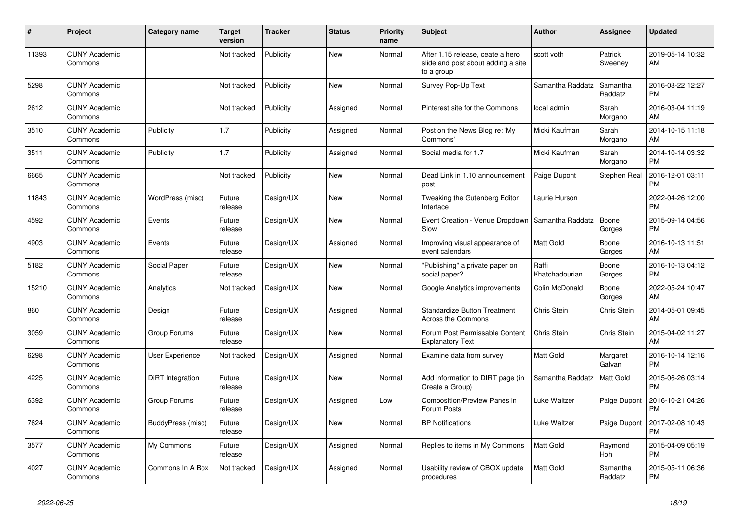| # | Project | Category name | Target version | Tracker | Status | Priority name | Subject | Author | Assignee | Updated |
|---|---|---|---|---|---|---|---|---|---|---|
| 11393 | CUNY Academic Commons | | Not tracked | Publicity | New | Normal | After 1.15 release, ceate a hero slide and post about adding a site to a group | scott voth | Patrick Sweeney | 2019-05-14 10:32 AM |
| 5298 | CUNY Academic Commons | | Not tracked | Publicity | New | Normal | Survey Pop-Up Text | Samantha Raddatz | Samantha Raddatz | 2016-03-22 12:27 PM |
| 2612 | CUNY Academic Commons | | Not tracked | Publicity | Assigned | Normal | Pinterest site for the Commons | local admin | Sarah Morgano | 2016-03-04 11:19 AM |
| 3510 | CUNY Academic Commons | Publicity | 1.7 | Publicity | Assigned | Normal | Post on the News Blog re: 'My Commons' | Micki Kaufman | Sarah Morgano | 2014-10-15 11:18 AM |
| 3511 | CUNY Academic Commons | Publicity | 1.7 | Publicity | Assigned | Normal | Social media for 1.7 | Micki Kaufman | Sarah Morgano | 2014-10-14 03:32 PM |
| 6665 | CUNY Academic Commons | | Not tracked | Publicity | New | Normal | Dead Link in 1.10 announcement post | Paige Dupont | Stephen Real | 2016-12-01 03:11 PM |
| 11843 | CUNY Academic Commons | WordPress (misc) | Future release | Design/UX | New | Normal | Tweaking the Gutenberg Editor Interface | Laurie Hurson | | 2022-04-26 12:00 PM |
| 4592 | CUNY Academic Commons | Events | Future release | Design/UX | New | Normal | Event Creation - Venue Dropdown Slow | Samantha Raddatz | Boone Gorges | 2015-09-14 04:56 PM |
| 4903 | CUNY Academic Commons | Events | Future release | Design/UX | Assigned | Normal | Improving visual appearance of event calendars | Matt Gold | Boone Gorges | 2016-10-13 11:51 AM |
| 5182 | CUNY Academic Commons | Social Paper | Future release | Design/UX | New | Normal | "Publishing" a private paper on social paper? | Raffi Khatchadourian | Boone Gorges | 2016-10-13 04:12 PM |
| 15210 | CUNY Academic Commons | Analytics | Not tracked | Design/UX | New | Normal | Google Analytics improvements | Colin McDonald | Boone Gorges | 2022-05-24 10:47 AM |
| 860 | CUNY Academic Commons | Design | Future release | Design/UX | Assigned | Normal | Standardize Button Treatment Across the Commons | Chris Stein | Chris Stein | 2014-05-01 09:45 AM |
| 3059 | CUNY Academic Commons | Group Forums | Future release | Design/UX | New | Normal | Forum Post Permissable Content Explanatory Text | Chris Stein | Chris Stein | 2015-04-02 11:27 AM |
| 6298 | CUNY Academic Commons | User Experience | Not tracked | Design/UX | Assigned | Normal | Examine data from survey | Matt Gold | Margaret Galvan | 2016-10-14 12:16 PM |
| 4225 | CUNY Academic Commons | DiRT Integration | Future release | Design/UX | New | Normal | Add information to DIRT page (in Create a Group) | Samantha Raddatz | Matt Gold | 2015-06-26 03:14 PM |
| 6392 | CUNY Academic Commons | Group Forums | Future release | Design/UX | Assigned | Low | Composition/Preview Panes in Forum Posts | Luke Waltzer | Paige Dupont | 2016-10-21 04:26 PM |
| 7624 | CUNY Academic Commons | BuddyPress (misc) | Future release | Design/UX | New | Normal | BP Notifications | Luke Waltzer | Paige Dupont | 2017-02-08 10:43 PM |
| 3577 | CUNY Academic Commons | My Commons | Future release | Design/UX | Assigned | Normal | Replies to items in My Commons | Matt Gold | Raymond Hoh | 2015-04-09 05:19 PM |
| 4027 | CUNY Academic Commons | Commons In A Box | Not tracked | Design/UX | Assigned | Normal | Usability review of CBOX update procedures | Matt Gold | Samantha Raddatz | 2015-05-11 06:36 PM |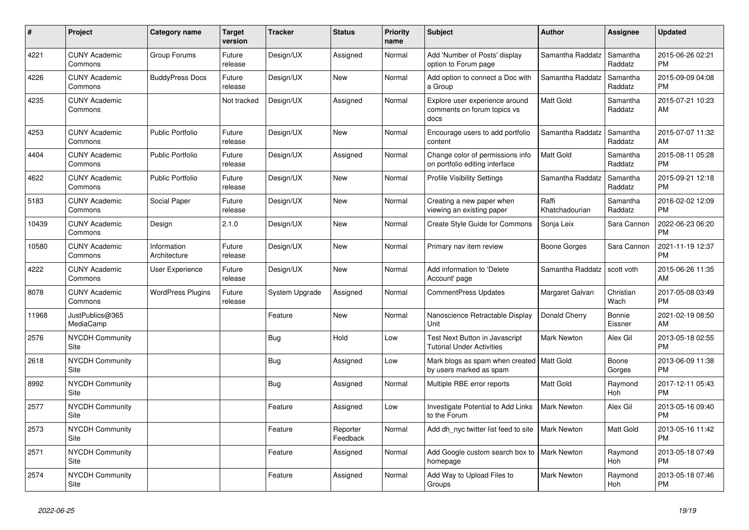| # | Project | Category name | Target version | Tracker | Status | Priority name | Subject | Author | Assignee | Updated |
|---|---|---|---|---|---|---|---|---|---|---|
| 4221 | CUNY Academic Commons | Group Forums | Future release | Design/UX | Assigned | Normal | Add 'Number of Posts' display option to Forum page | Samantha Raddatz | Samantha Raddatz | 2015-06-26 02:21 PM |
| 4226 | CUNY Academic Commons | BuddyPress Docs | Future release | Design/UX | New | Normal | Add option to connect a Doc with a Group | Samantha Raddatz | Samantha Raddatz | 2015-09-09 04:08 PM |
| 4235 | CUNY Academic Commons | | Not tracked | Design/UX | Assigned | Normal | Explore user experience around comments on forum topics vs docs | Matt Gold | Samantha Raddatz | 2015-07-21 10:23 AM |
| 4253 | CUNY Academic Commons | Public Portfolio | Future release | Design/UX | New | Normal | Encourage users to add portfolio content | Samantha Raddatz | Samantha Raddatz | 2015-07-07 11:32 AM |
| 4404 | CUNY Academic Commons | Public Portfolio | Future release | Design/UX | Assigned | Normal | Change color of permissions info on portfolio editing interface | Matt Gold | Samantha Raddatz | 2015-08-11 05:28 PM |
| 4622 | CUNY Academic Commons | Public Portfolio | Future release | Design/UX | New | Normal | Profile Visibility Settings | Samantha Raddatz | Samantha Raddatz | 2015-09-21 12:18 PM |
| 5183 | CUNY Academic Commons | Social Paper | Future release | Design/UX | New | Normal | Creating a new paper when viewing an existing paper | Raffi Khatchadourian | Samantha Raddatz | 2016-02-02 12:09 PM |
| 10439 | CUNY Academic Commons | Design | 2.1.0 | Design/UX | New | Normal | Create Style Guide for Commons | Sonja Leix | Sara Cannon | 2022-06-23 06:20 PM |
| 10580 | CUNY Academic Commons | Information Architecture | Future release | Design/UX | New | Normal | Primary nav item review | Boone Gorges | Sara Cannon | 2021-11-19 12:37 PM |
| 4222 | CUNY Academic Commons | User Experience | Future release | Design/UX | New | Normal | Add information to 'Delete Account' page | Samantha Raddatz | scott voth | 2015-06-26 11:35 AM |
| 8078 | CUNY Academic Commons | WordPress Plugins | Future release | System Upgrade | Assigned | Normal | CommentPress Updates | Margaret Galvan | Christian Wach | 2017-05-08 03:49 PM |
| 11968 | JustPublics@365 MediaCamp | | | Feature | New | Normal | Nanoscience Retractable Display Unit | Donald Cherry | Bonnie Eissner | 2021-02-19 08:50 AM |
| 2576 | NYCDH Community Site | | | Bug | Hold | Low | Test Next Button in Javascript Tutorial Under Activities | Mark Newton | Alex Gil | 2013-05-18 02:55 PM |
| 2618 | NYCDH Community Site | | | Bug | Assigned | Low | Mark blogs as spam when created by users marked as spam | Matt Gold | Boone Gorges | 2013-06-09 11:38 PM |
| 8992 | NYCDH Community Site | | | Bug | Assigned | Normal | Multiple RBE error reports | Matt Gold | Raymond Hoh | 2017-12-11 05:43 PM |
| 2577 | NYCDH Community Site | | | Feature | Assigned | Low | Investigate Potential to Add Links to the Forum | Mark Newton | Alex Gil | 2013-05-16 09:40 PM |
| 2573 | NYCDH Community Site | | | Feature | Reporter Feedback | Normal | Add dh_nyc twitter list feed to site | Mark Newton | Matt Gold | 2013-05-16 11:42 PM |
| 2571 | NYCDH Community Site | | | Feature | Assigned | Normal | Add Google custom search box to homepage | Mark Newton | Raymond Hoh | 2013-05-18 07:49 PM |
| 2574 | NYCDH Community Site | | | Feature | Assigned | Normal | Add Way to Upload Files to Groups | Mark Newton | Raymond Hoh | 2013-05-18 07:46 PM |